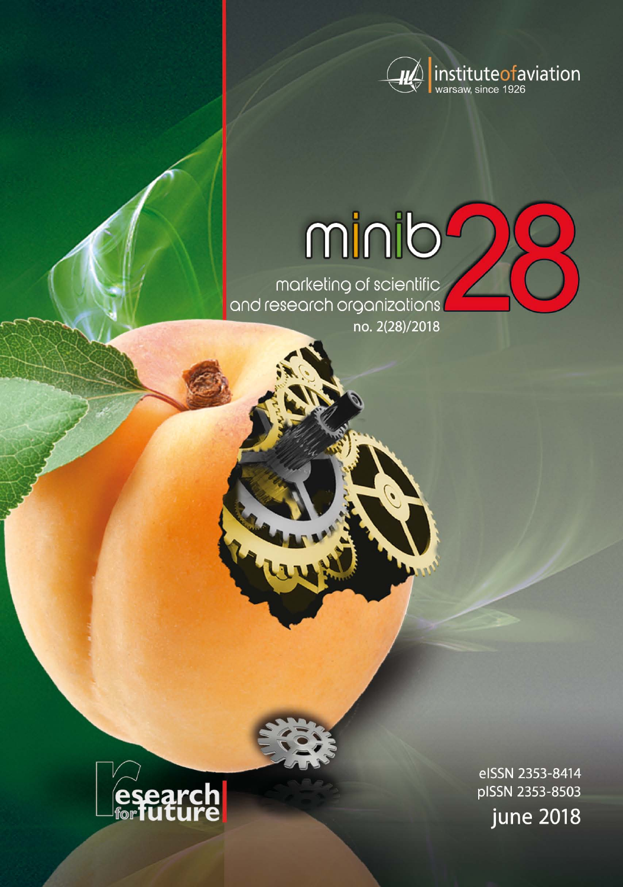instituteofaviation
warsaw, since 1926

# minib 28

marketing of scientific and research organizations

no. 2(28)/2018

research for future

eISSN 2353-8414
pISSN 2353-8503

june 2018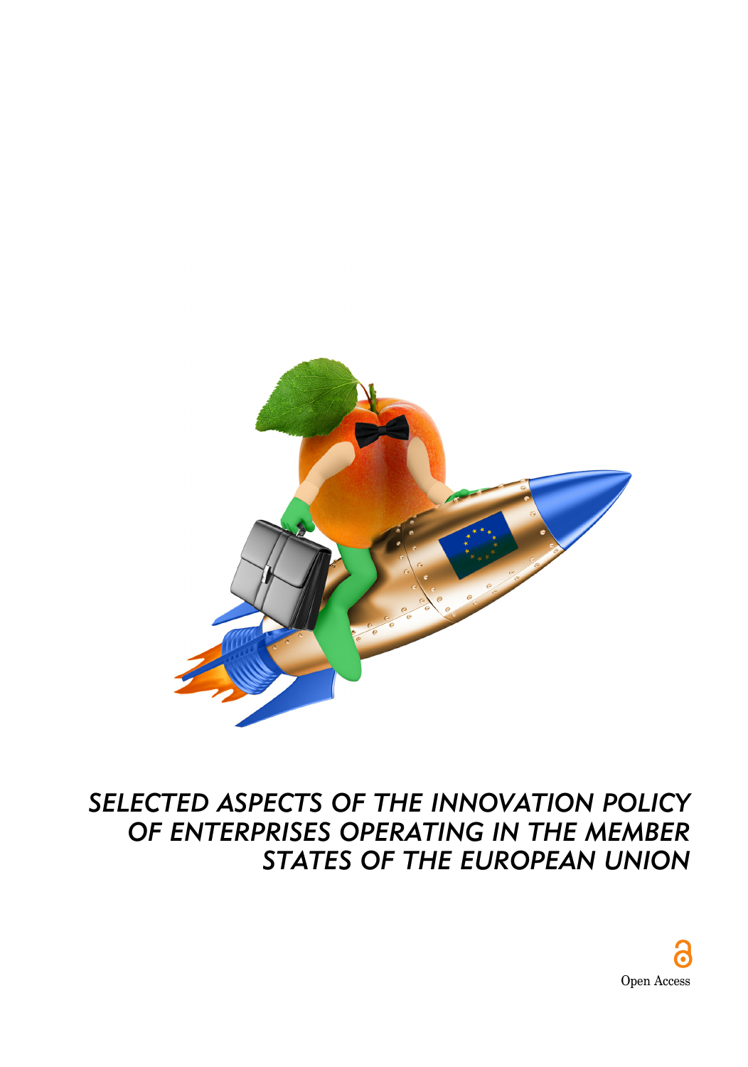# SELECTED ASPECTS OF THE INNOVATION POLICY OF ENTERPRISES OPERATING IN THE MEMBER STATES OF THE EUROPEAN UNION

Open Access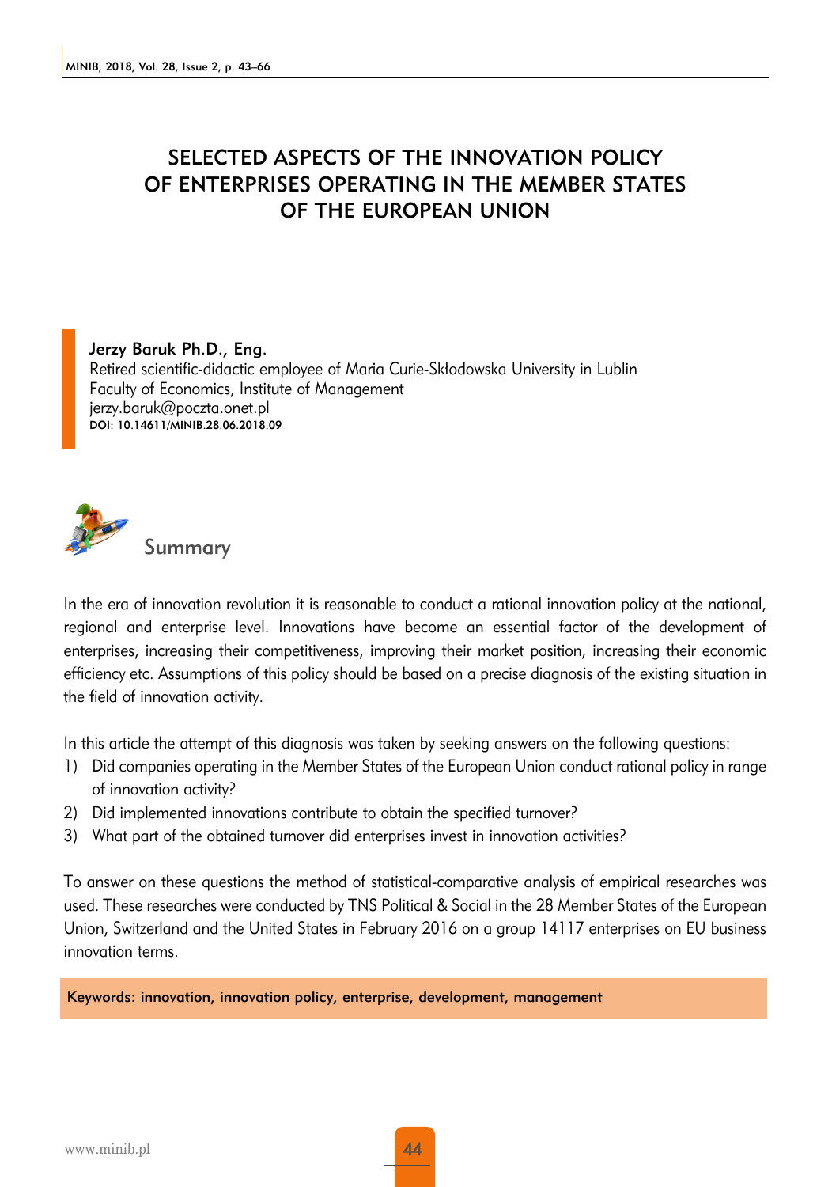# SELECTED ASPECTS OF THE INNOVATION POLICY OF ENTERPRISES OPERATING IN THE MEMBER STATES OF THE EUROPEAN UNION

**Jerzy Baruk Ph.D., Eng.**
Retired scientific-didactic employee of Maria Curie-Skłodowska University in Lublin
Faculty of Economics, Institute of Management
jerzy.baruk@poczta.onet.pl
DOI: 10.14611/MINIB.28.06.2018.09

## Summary

In the era of innovation revolution it is reasonable to conduct a rational innovation policy at the national, regional and enterprise level. Innovations have become an essential factor of the development of enterprises, increasing their competitiveness, improving their market position, increasing their economic efficiency etc. Assumptions of this policy should be based on a precise diagnosis of the existing situation in the field of innovation activity.

In this article the attempt of this diagnosis was taken by seeking answers on the following questions:

1) Did companies operating in the Member States of the European Union conduct rational policy in range of innovation activity?
2) Did implemented innovations contribute to obtain the specified turnover?
3) What part of the obtained turnover did enterprises invest in innovation activities?

To answer on these questions the method of statistical-comparative analysis of empirical researches was used. These researches were conducted by TNS Political & Social in the 28 Member States of the European Union, Switzerland and the United States in February 2016 on a group 14117 enterprises on EU business innovation terms.

**Keywords: innovation, innovation policy, enterprise, development, management**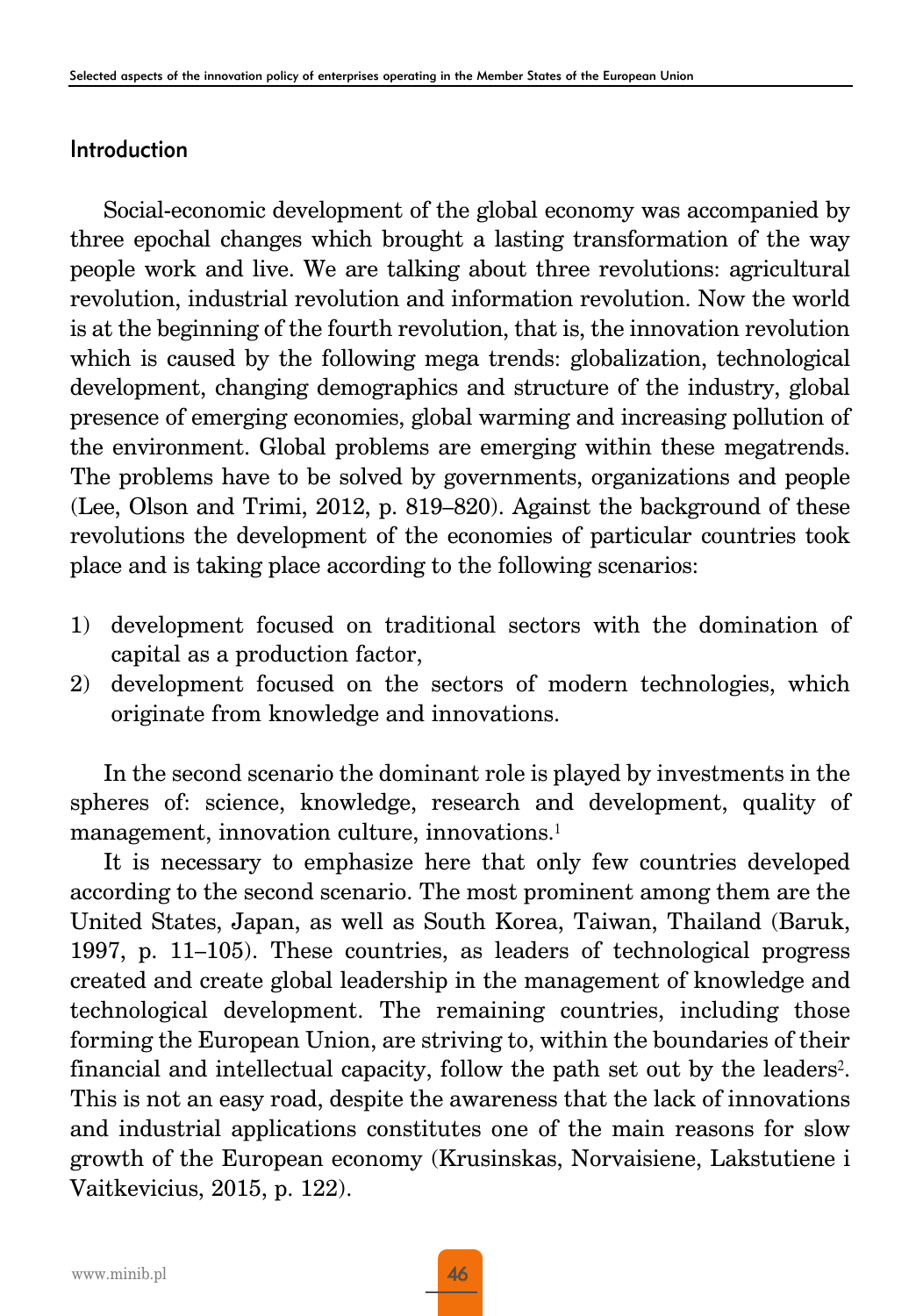## Introduction

Social-economic development of the global economy was accompanied by three epochal changes which brought a lasting transformation of the way people work and live. We are talking about three revolutions: agricultural revolution, industrial revolution and information revolution. Now the world is at the beginning of the fourth revolution, that is, the innovation revolution which is caused by the following mega trends: globalization, technological development, changing demographics and structure of the industry, global presence of emerging economies, global warming and increasing pollution of the environment. Global problems are emerging within these megatrends. The problems have to be solved by governments, organizations and people (Lee, Olson and Trimi, 2012, p. 819–820). Against the background of these revolutions the development of the economies of particular countries took place and is taking place according to the following scenarios:

1) development focused on traditional sectors with the domination of capital as a production factor,
2) development focused on the sectors of modern technologies, which originate from knowledge and innovations.

In the second scenario the dominant role is played by investments in the spheres of: science, knowledge, research and development, quality of management, innovation culture, innovations.[1]

It is necessary to emphasize here that only few countries developed according to the second scenario. The most prominent among them are the United States, Japan, as well as South Korea, Taiwan, Thailand (Baruk, 1997, p. 11–105). These countries, as leaders of technological progress created and create global leadership in the management of knowledge and technological development. The remaining countries, including those forming the European Union, are striving to, within the boundaries of their financial and intellectual capacity, follow the path set out by the leaders[2]. This is not an easy road, despite the awareness that the lack of innovations and industrial applications constitutes one of the main reasons for slow growth of the European economy (Krusinskas, Norvaisiene, Lakstutiene i Vaitkevicius, 2015, p. 122).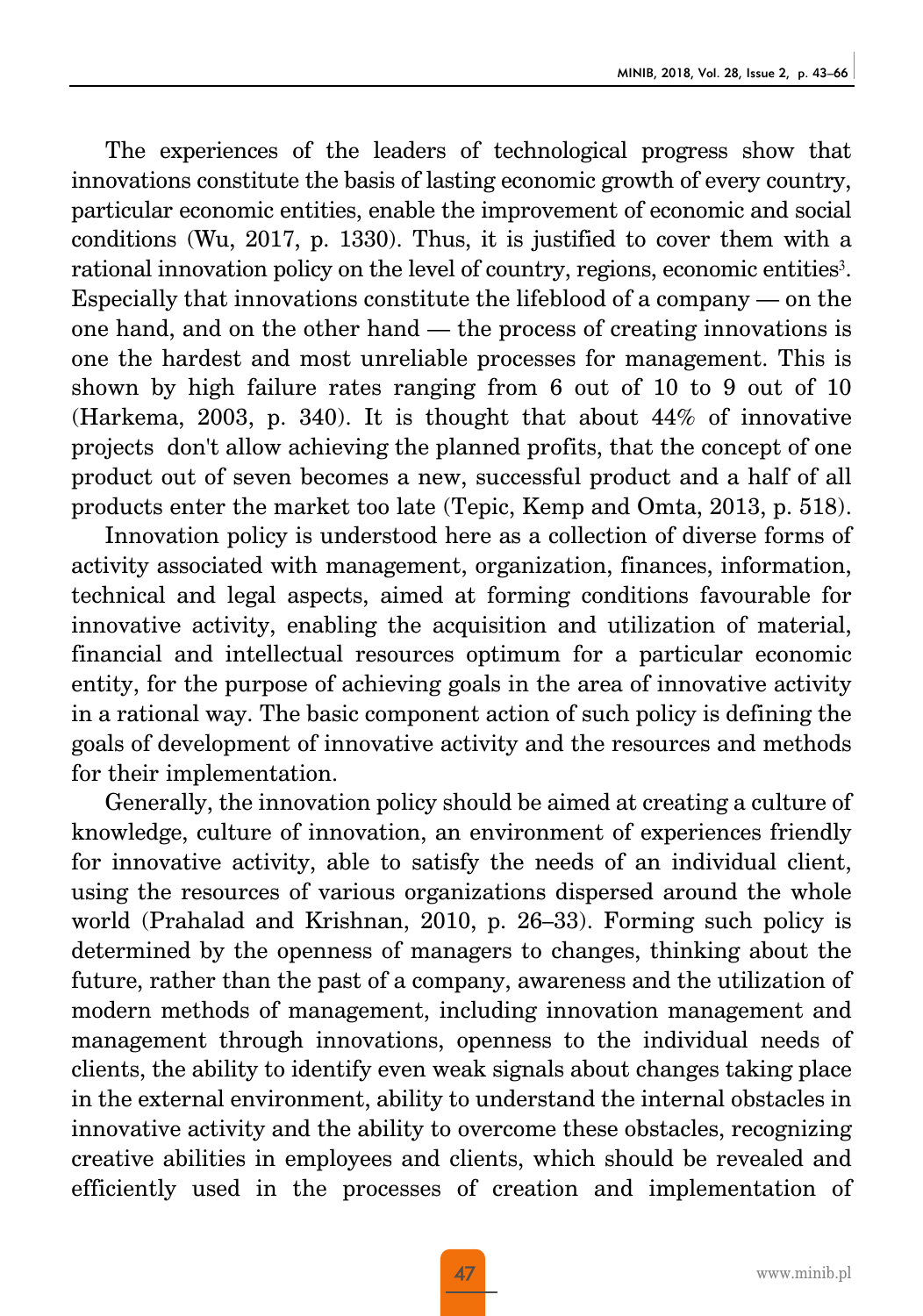The experiences of the leaders of technological progress show that innovations constitute the basis of lasting economic growth of every country, particular economic entities, enable the improvement of economic and social conditions (Wu, 2017, p. 1330). Thus, it is justified to cover them with a rational innovation policy on the level of country, regions, economic entities[3]. Especially that innovations constitute the lifeblood of a company — on the one hand, and on the other hand — the process of creating innovations is one the hardest and most unreliable processes for management. This is shown by high failure rates ranging from 6 out of 10 to 9 out of 10 (Harkema, 2003, p. 340). It is thought that about 44% of innovative projects don't allow achieving the planned profits, that the concept of one product out of seven becomes a new, successful product and a half of all products enter the market too late (Tepic, Kemp and Omta, 2013, p. 518).

Innovation policy is understood here as a collection of diverse forms of activity associated with management, organization, finances, information, technical and legal aspects, aimed at forming conditions favourable for innovative activity, enabling the acquisition and utilization of material, financial and intellectual resources optimum for a particular economic entity, for the purpose of achieving goals in the area of innovative activity in a rational way. The basic component action of such policy is defining the goals of development of innovative activity and the resources and methods for their implementation.

Generally, the innovation policy should be aimed at creating a culture of knowledge, culture of innovation, an environment of experiences friendly for innovative activity, able to satisfy the needs of an individual client, using the resources of various organizations dispersed around the whole world (Prahalad and Krishnan, 2010, p. 26–33). Forming such policy is determined by the openness of managers to changes, thinking about the future, rather than the past of a company, awareness and the utilization of modern methods of management, including innovation management and management through innovations, openness to the individual needs of clients, the ability to identify even weak signals about changes taking place in the external environment, ability to understand the internal obstacles in innovative activity and the ability to overcome these obstacles, recognizing creative abilities in employees and clients, which should be revealed and efficiently used in the processes of creation and implementation of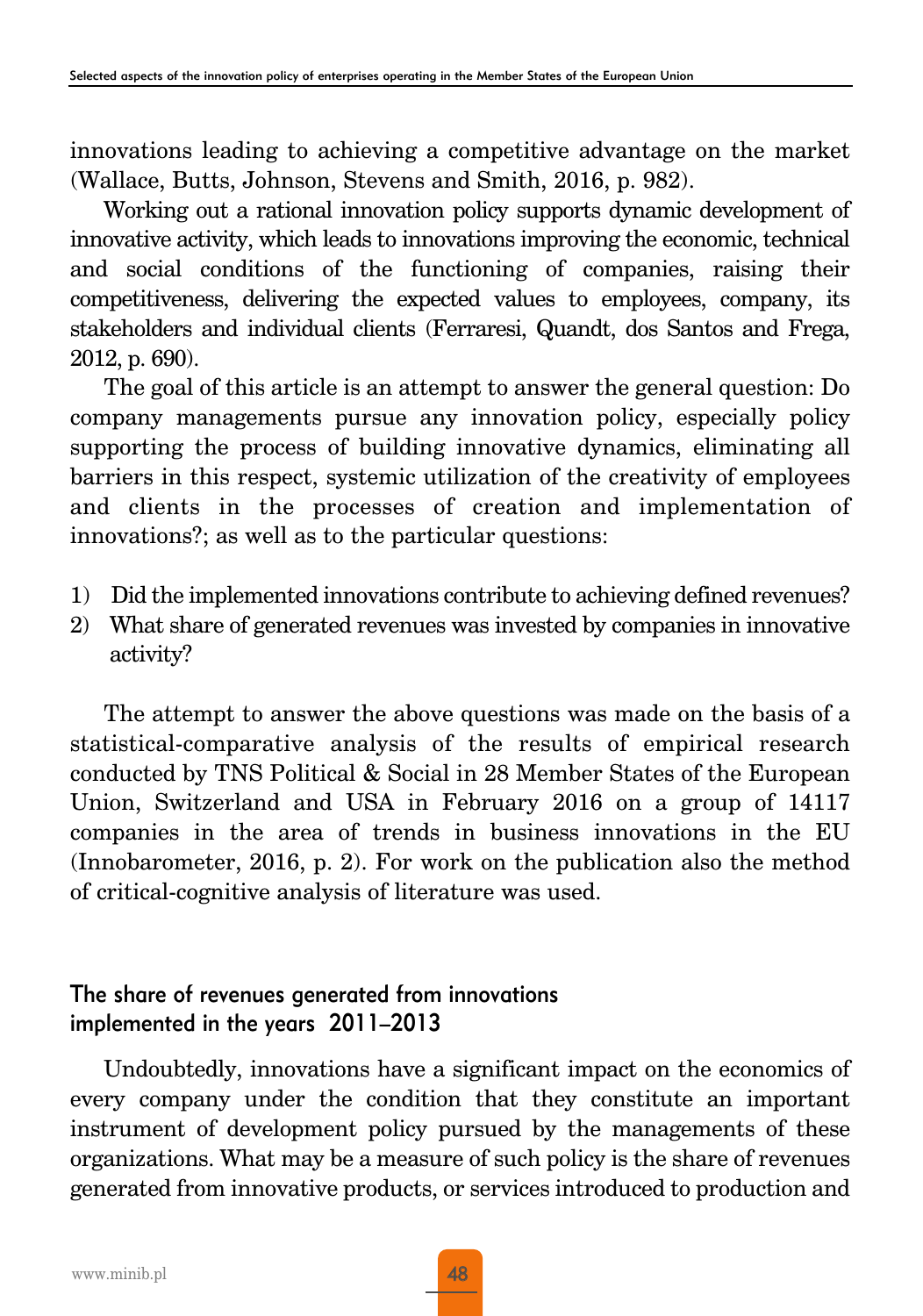innovations leading to achieving a competitive advantage on the market (Wallace, Butts, Johnson, Stevens and Smith, 2016, p. 982).

Working out a rational innovation policy supports dynamic development of innovative activity, which leads to innovations improving the economic, technical and social conditions of the functioning of companies, raising their competitiveness, delivering the expected values to employees, company, its stakeholders and individual clients (Ferraresi, Quandt, dos Santos and Frega, 2012, p. 690).

The goal of this article is an attempt to answer the general question: Do company managements pursue any innovation policy, especially policy supporting the process of building innovative dynamics, eliminating all barriers in this respect, systemic utilization of the creativity of employees and clients in the processes of creation and implementation of innovations?; as well as to the particular questions:

1) Did the implemented innovations contribute to achieving defined revenues?
2) What share of generated revenues was invested by companies in innovative activity?

The attempt to answer the above questions was made on the basis of a statistical-comparative analysis of the results of empirical research conducted by TNS Political & Social in 28 Member States of the European Union, Switzerland and USA in February 2016 on a group of 14117 companies in the area of trends in business innovations in the EU (Innobarometer, 2016, p. 2). For work on the publication also the method of critical-cognitive analysis of literature was used.

## The share of revenues generated from innovations implemented in the years 2011–2013

Undoubtedly, innovations have a significant impact on the economics of every company under the condition that they constitute an important instrument of development policy pursued by the managements of these organizations. What may be a measure of such policy is the share of revenues generated from innovative products, or services introduced to production and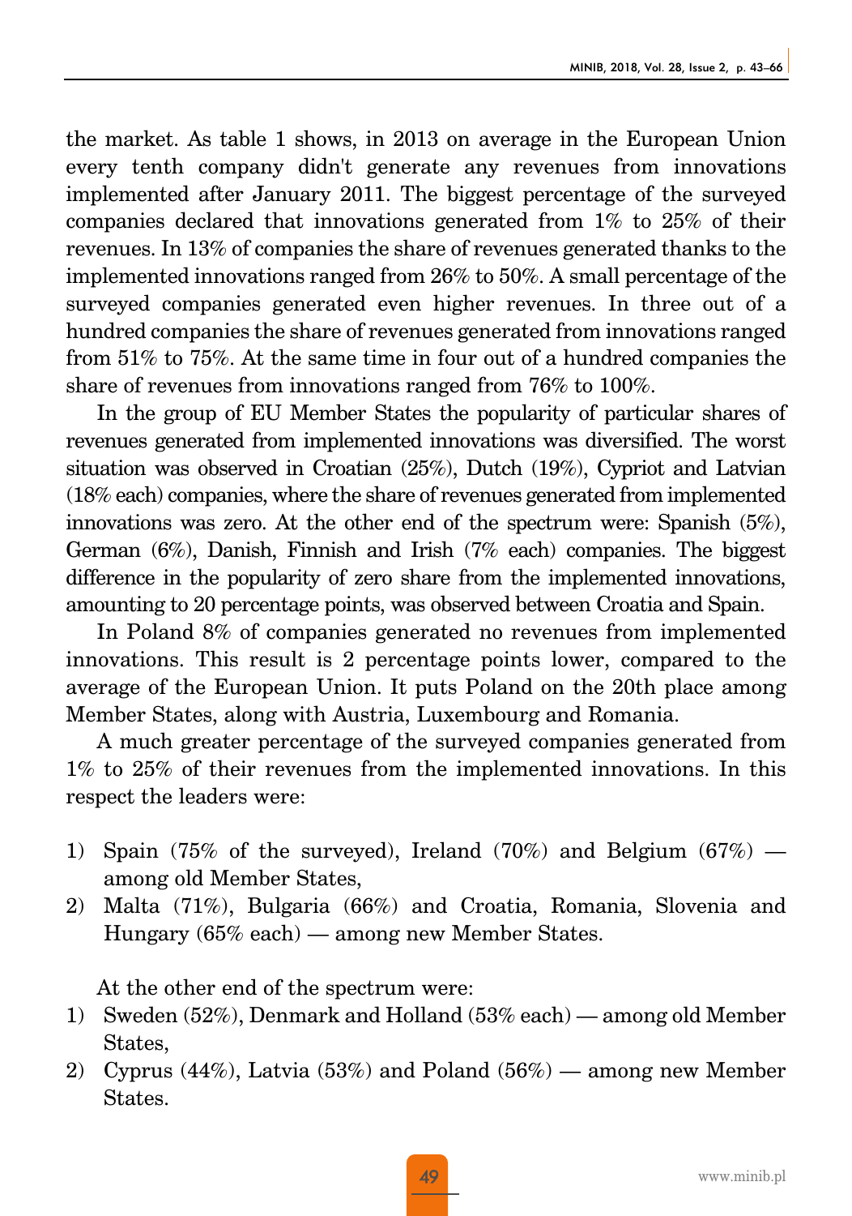the market. As table 1 shows, in 2013 on average in the European Union every tenth company didn't generate any revenues from innovations implemented after January 2011. The biggest percentage of the surveyed companies declared that innovations generated from 1% to 25% of their revenues. In 13% of companies the share of revenues generated thanks to the implemented innovations ranged from 26% to 50%. A small percentage of the surveyed companies generated even higher revenues. In three out of a hundred companies the share of revenues generated from innovations ranged from 51% to 75%. At the same time in four out of a hundred companies the share of revenues from innovations ranged from 76% to 100%.

In the group of EU Member States the popularity of particular shares of revenues generated from implemented innovations was diversified. The worst situation was observed in Croatian (25%), Dutch (19%), Cypriot and Latvian (18% each) companies, where the share of revenues generated from implemented innovations was zero. At the other end of the spectrum were: Spanish (5%), German (6%), Danish, Finnish and Irish (7% each) companies. The biggest difference in the popularity of zero share from the implemented innovations, amounting to 20 percentage points, was observed between Croatia and Spain.

In Poland 8% of companies generated no revenues from implemented innovations. This result is 2 percentage points lower, compared to the average of the European Union. It puts Poland on the 20th place among Member States, along with Austria, Luxembourg and Romania.

A much greater percentage of the surveyed companies generated from 1% to 25% of their revenues from the implemented innovations. In this respect the leaders were:

1) Spain (75% of the surveyed), Ireland (70%) and Belgium (67%) — among old Member States,
2) Malta (71%), Bulgaria (66%) and Croatia, Romania, Slovenia and Hungary (65% each) — among new Member States.

At the other end of the spectrum were:

1) Sweden (52%), Denmark and Holland (53% each) — among old Member States,
2) Cyprus (44%), Latvia (53%) and Poland (56%) — among new Member States.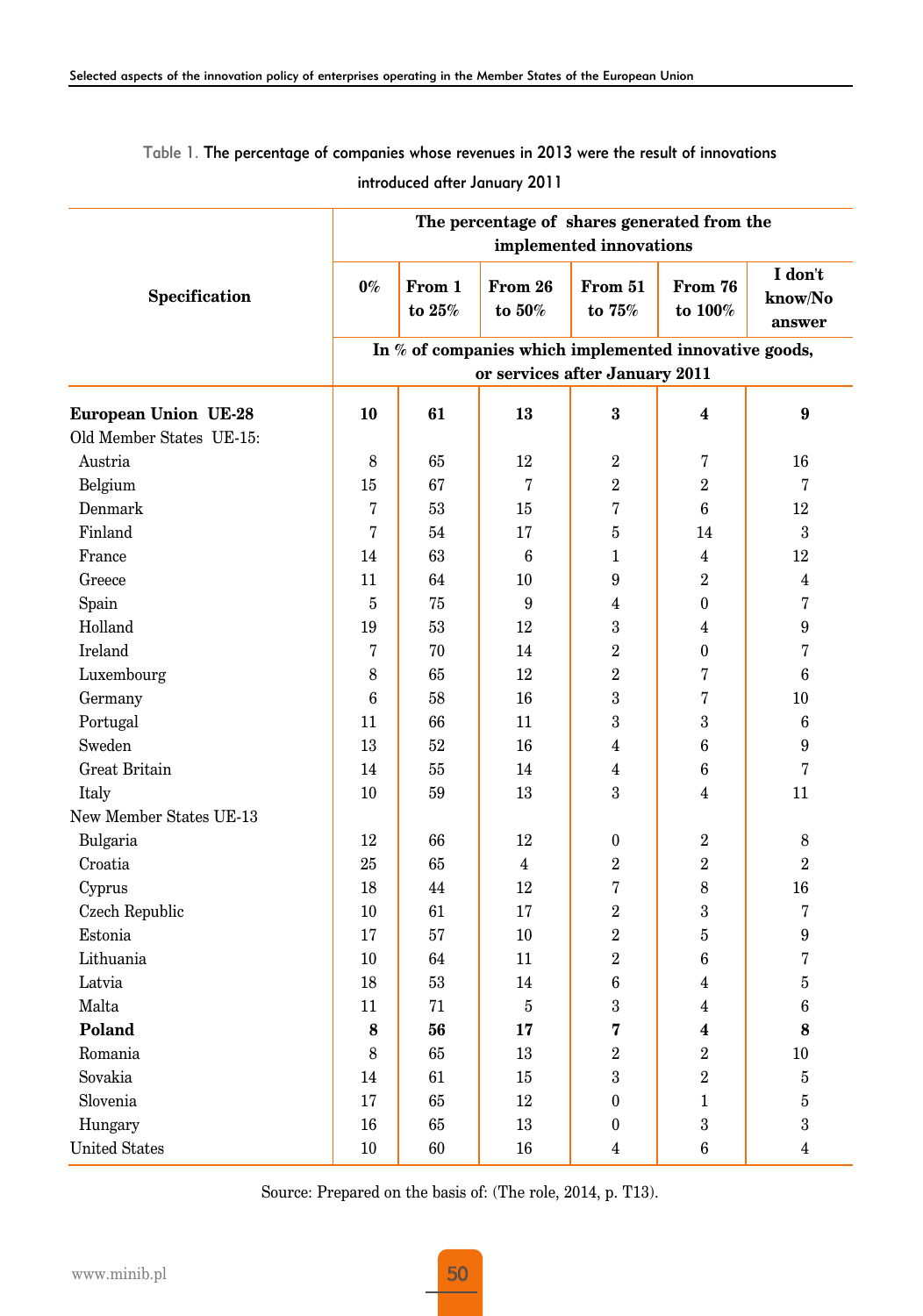Table 1. The percentage of companies whose revenues in 2013 were the result of innovations introduced after January 2011

| Specification | The percentage of shares generated from the implemented innovations | | | | | |
|---|---|---|---|---|---|---|
| | 0% | From 1 to 25% | From 26 to 50% | From 51 to 75% | From 76 to 100% | I don't know/No answer |
| | In % of companies which implemented innovative goods, or services after January 2011 | | | | | |
| **European Union UE-28** | **10** | **61** | **13** | **3** | **4** | **9** |
| Old Member States UE-15: | | | | | | |
| Austria | 8 | 65 | 12 | 2 | 7 | 16 |
| Belgium | 15 | 67 | 7 | 2 | 2 | 7 |
| Denmark | 7 | 53 | 15 | 7 | 6 | 12 |
| Finland | 7 | 54 | 17 | 5 | 14 | 3 |
| France | 14 | 63 | 6 | 1 | 4 | 12 |
| Greece | 11 | 64 | 10 | 9 | 2 | 4 |
| Spain | 5 | 75 | 9 | 4 | 0 | 7 |
| Holland | 19 | 53 | 12 | 3 | 4 | 9 |
| Ireland | 7 | 70 | 14 | 2 | 0 | 7 |
| Luxembourg | 8 | 65 | 12 | 2 | 7 | 6 |
| Germany | 6 | 58 | 16 | 3 | 7 | 10 |
| Portugal | 11 | 66 | 11 | 3 | 3 | 6 |
| Sweden | 13 | 52 | 16 | 4 | 6 | 9 |
| Great Britain | 14 | 55 | 14 | 4 | 6 | 7 |
| Italy | 10 | 59 | 13 | 3 | 4 | 11 |
| New Member States UE-13 | | | | | | |
| Bulgaria | 12 | 66 | 12 | 0 | 2 | 8 |
| Croatia | 25 | 65 | 4 | 2 | 2 | 2 |
| Cyprus | 18 | 44 | 12 | 7 | 8 | 16 |
| Czech Republic | 10 | 61 | 17 | 2 | 3 | 7 |
| Estonia | 17 | 57 | 10 | 2 | 5 | 9 |
| Lithuania | 10 | 64 | 11 | 2 | 6 | 7 |
| Latvia | 18 | 53 | 14 | 6 | 4 | 5 |
| Malta | 11 | 71 | 5 | 3 | 4 | 6 |
| **Poland** | **8** | **56** | **17** | **7** | **4** | **8** |
| Romania | 8 | 65 | 13 | 2 | 2 | 10 |
| Sovakia | 14 | 61 | 15 | 3 | 2 | 5 |
| Slovenia | 17 | 65 | 12 | 0 | 1 | 5 |
| Hungary | 16 | 65 | 13 | 0 | 3 | 3 |
| United States | 10 | 60 | 16 | 4 | 6 | 4 |

Source: Prepared on the basis of: (The role, 2014, p. T13).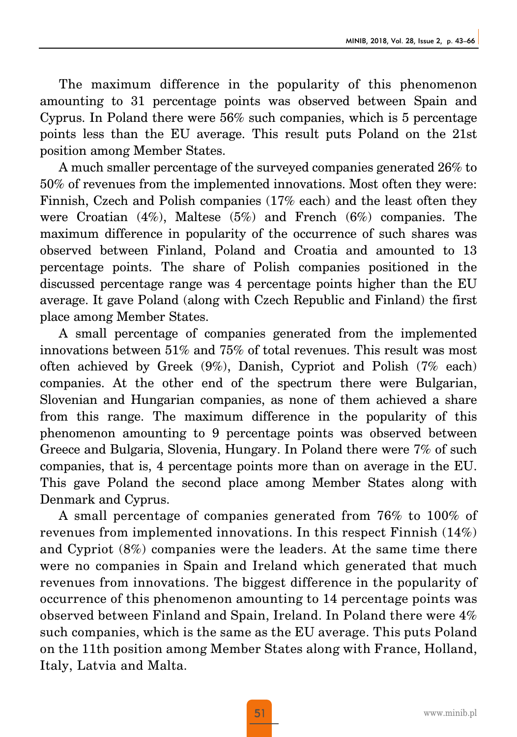The maximum difference in the popularity of this phenomenon amounting to 31 percentage points was observed between Spain and Cyprus. In Poland there were 56% such companies, which is 5 percentage points less than the EU average. This result puts Poland on the 21st position among Member States.

A much smaller percentage of the surveyed companies generated 26% to 50% of revenues from the implemented innovations. Most often they were: Finnish, Czech and Polish companies (17% each) and the least often they were Croatian (4%), Maltese (5%) and French (6%) companies. The maximum difference in popularity of the occurrence of such shares was observed between Finland, Poland and Croatia and amounted to 13 percentage points. The share of Polish companies positioned in the discussed percentage range was 4 percentage points higher than the EU average. It gave Poland (along with Czech Republic and Finland) the first place among Member States.

A small percentage of companies generated from the implemented innovations between 51% and 75% of total revenues. This result was most often achieved by Greek (9%), Danish, Cypriot and Polish (7% each) companies. At the other end of the spectrum there were Bulgarian, Slovenian and Hungarian companies, as none of them achieved a share from this range. The maximum difference in the popularity of this phenomenon amounting to 9 percentage points was observed between Greece and Bulgaria, Slovenia, Hungary. In Poland there were 7% of such companies, that is, 4 percentage points more than on average in the EU. This gave Poland the second place among Member States along with Denmark and Cyprus.

A small percentage of companies generated from 76% to 100% of revenues from implemented innovations. In this respect Finnish (14%) and Cypriot (8%) companies were the leaders. At the same time there were no companies in Spain and Ireland which generated that much revenues from innovations. The biggest difference in the popularity of occurrence of this phenomenon amounting to 14 percentage points was observed between Finland and Spain, Ireland. In Poland there were 4% such companies, which is the same as the EU average. This puts Poland on the 11th position among Member States along with France, Holland, Italy, Latvia and Malta.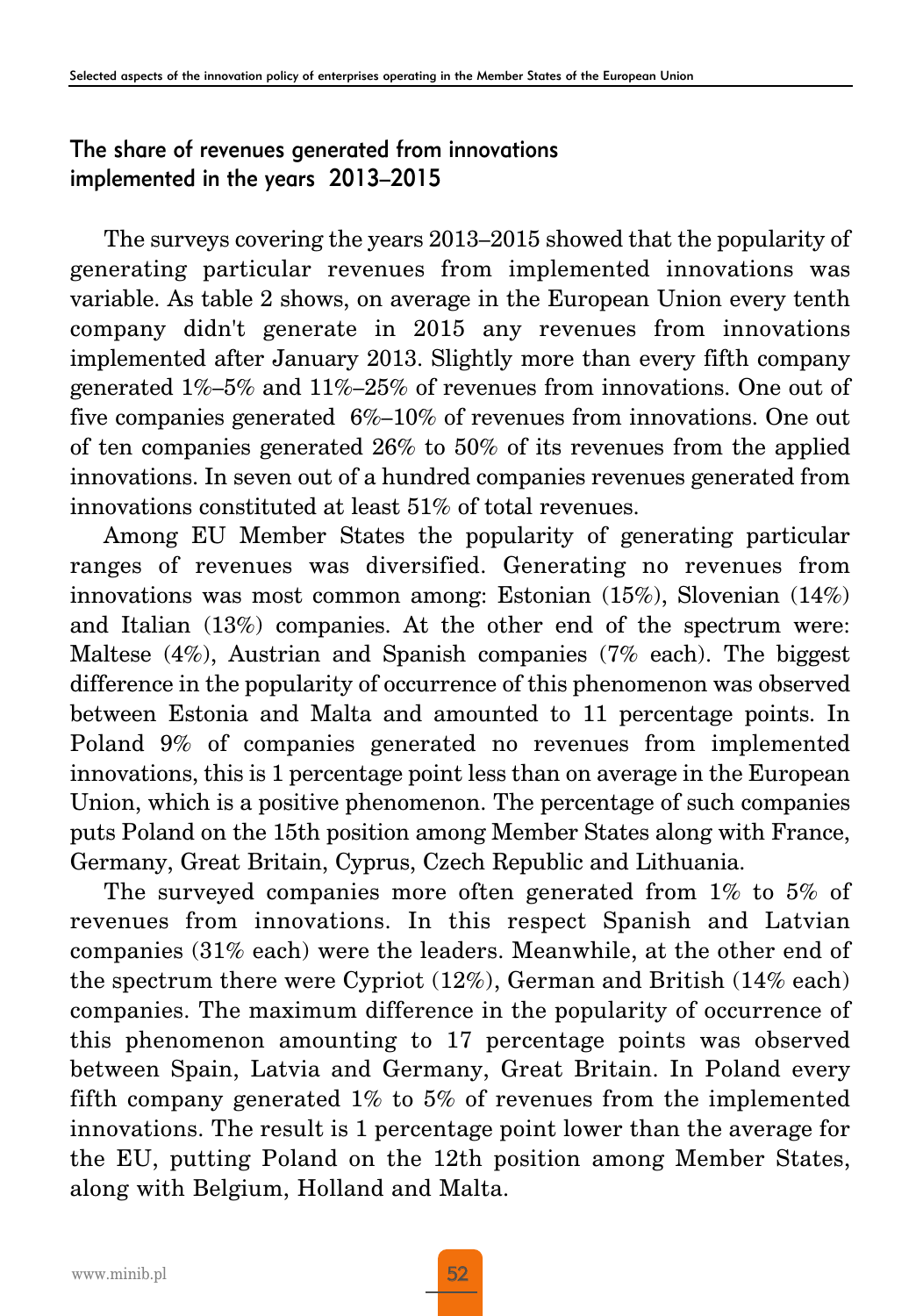## The share of revenues generated from innovations implemented in the years 2013–2015

The surveys covering the years 2013–2015 showed that the popularity of generating particular revenues from implemented innovations was variable. As table 2 shows, on average in the European Union every tenth company didn't generate in 2015 any revenues from innovations implemented after January 2013. Slightly more than every fifth company generated 1%–5% and 11%–25% of revenues from innovations. One out of five companies generated 6%–10% of revenues from innovations. One out of ten companies generated 26% to 50% of its revenues from the applied innovations. In seven out of a hundred companies revenues generated from innovations constituted at least 51% of total revenues.

Among EU Member States the popularity of generating particular ranges of revenues was diversified. Generating no revenues from innovations was most common among: Estonian (15%), Slovenian (14%) and Italian (13%) companies. At the other end of the spectrum were: Maltese (4%), Austrian and Spanish companies (7% each). The biggest difference in the popularity of occurrence of this phenomenon was observed between Estonia and Malta and amounted to 11 percentage points. In Poland 9% of companies generated no revenues from implemented innovations, this is 1 percentage point less than on average in the European Union, which is a positive phenomenon. The percentage of such companies puts Poland on the 15th position among Member States along with France, Germany, Great Britain, Cyprus, Czech Republic and Lithuania.

The surveyed companies more often generated from 1% to 5% of revenues from innovations. In this respect Spanish and Latvian companies (31% each) were the leaders. Meanwhile, at the other end of the spectrum there were Cypriot (12%), German and British (14% each) companies. The maximum difference in the popularity of occurrence of this phenomenon amounting to 17 percentage points was observed between Spain, Latvia and Germany, Great Britain. In Poland every fifth company generated 1% to 5% of revenues from the implemented innovations. The result is 1 percentage point lower than the average for the EU, putting Poland on the 12th position among Member States, along with Belgium, Holland and Malta.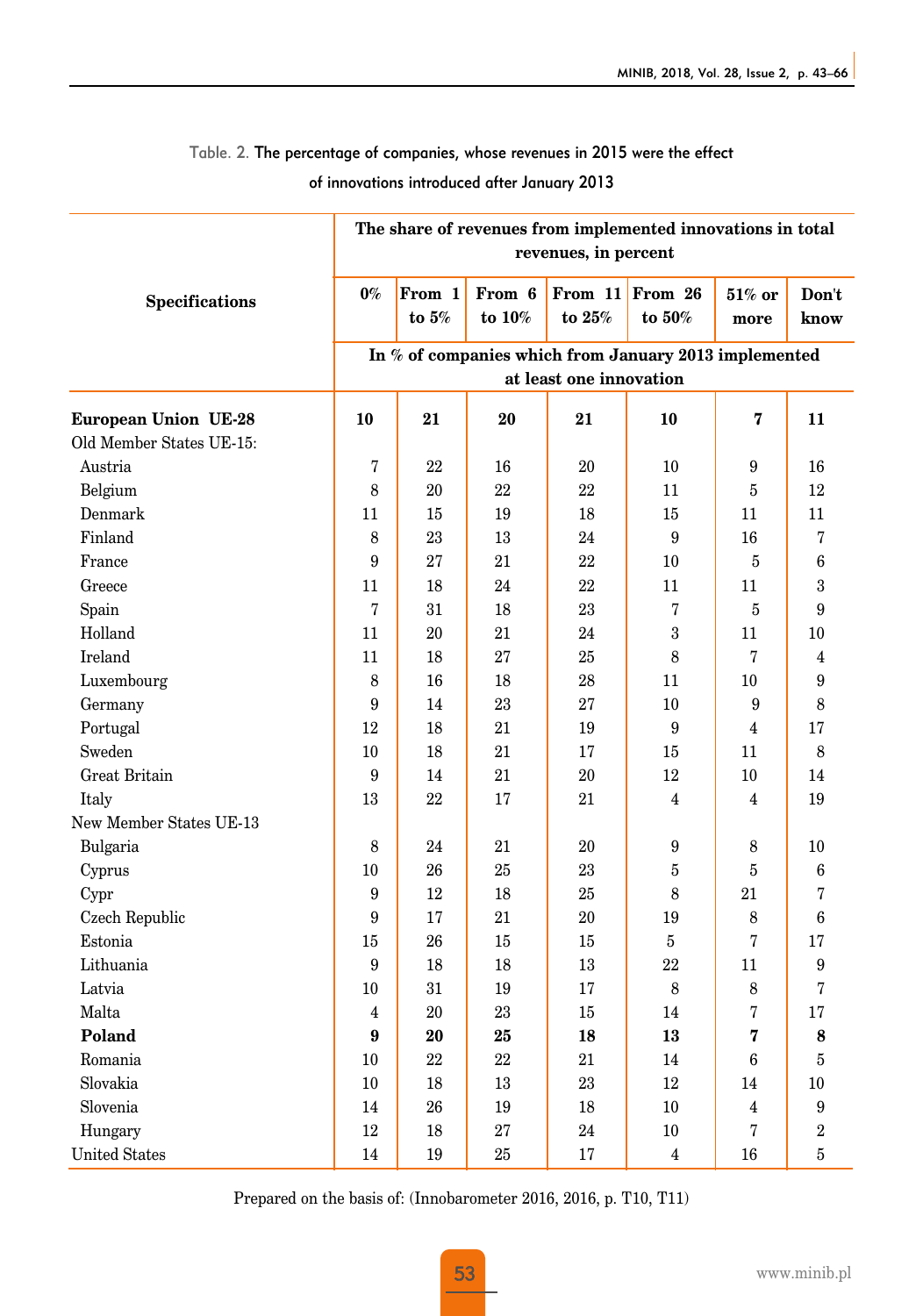Table. 2. The percentage of companies, whose revenues in 2015 were the effect of innovations introduced after January 2013

| Specifications | The share of revenues from implemented innovations in total revenues, in percent | | | | | | |
|---|---|---|---|---|---|---|---|
| | 0% | From 1 to 5% | From 6 to 10% | From 11 to 25% | From 26 to 50% | 51% or more | Don't know |
| | In % of companies which from January 2013 implemented at least one innovation | | | | | | |
| **European Union UE-28** | **10** | **21** | **20** | **21** | **10** | **7** | **11** |
| Old Member States UE-15: | | | | | | | |
| Austria | 7 | 22 | 16 | 20 | 10 | 9 | 16 |
| Belgium | 8 | 20 | 22 | 22 | 11 | 5 | 12 |
| Denmark | 11 | 15 | 19 | 18 | 15 | 11 | 11 |
| Finland | 8 | 23 | 13 | 24 | 9 | 16 | 7 |
| France | 9 | 27 | 21 | 22 | 10 | 5 | 6 |
| Greece | 11 | 18 | 24 | 22 | 11 | 11 | 3 |
| Spain | 7 | 31 | 18 | 23 | 7 | 5 | 9 |
| Holland | 11 | 20 | 21 | 24 | 3 | 11 | 10 |
| Ireland | 11 | 18 | 27 | 25 | 8 | 7 | 4 |
| Luxembourg | 8 | 16 | 18 | 28 | 11 | 10 | 9 |
| Germany | 9 | 14 | 23 | 27 | 10 | 9 | 8 |
| Portugal | 12 | 18 | 21 | 19 | 9 | 4 | 17 |
| Sweden | 10 | 18 | 21 | 17 | 15 | 11 | 8 |
| Great Britain | 9 | 14 | 21 | 20 | 12 | 10 | 14 |
| Italy | 13 | 22 | 17 | 21 | 4 | 4 | 19 |
| New Member States UE-13 | | | | | | | |
| Bulgaria | 8 | 24 | 21 | 20 | 9 | 8 | 10 |
| Cyprus | 10 | 26 | 25 | 23 | 5 | 5 | 6 |
| Cypr | 9 | 12 | 18 | 25 | 8 | 21 | 7 |
| Czech Republic | 9 | 17 | 21 | 20 | 19 | 8 | 6 |
| Estonia | 15 | 26 | 15 | 15 | 5 | 7 | 17 |
| Lithuania | 9 | 18 | 18 | 13 | 22 | 11 | 9 |
| Latvia | 10 | 31 | 19 | 17 | 8 | 8 | 7 |
| Malta | 4 | 20 | 23 | 15 | 14 | 7 | 17 |
| **Poland** | **9** | **20** | **25** | **18** | **13** | **7** | **8** |
| Romania | 10 | 22 | 22 | 21 | 14 | 6 | 5 |
| Slovakia | 10 | 18 | 13 | 23 | 12 | 14 | 10 |
| Slovenia | 14 | 26 | 19 | 18 | 10 | 4 | 9 |
| Hungary | 12 | 18 | 27 | 24 | 10 | 7 | 2 |
| United States | 14 | 19 | 25 | 17 | 4 | 16 | 5 |

Prepared on the basis of: (Innobarometer 2016, 2016, p. T10, T11)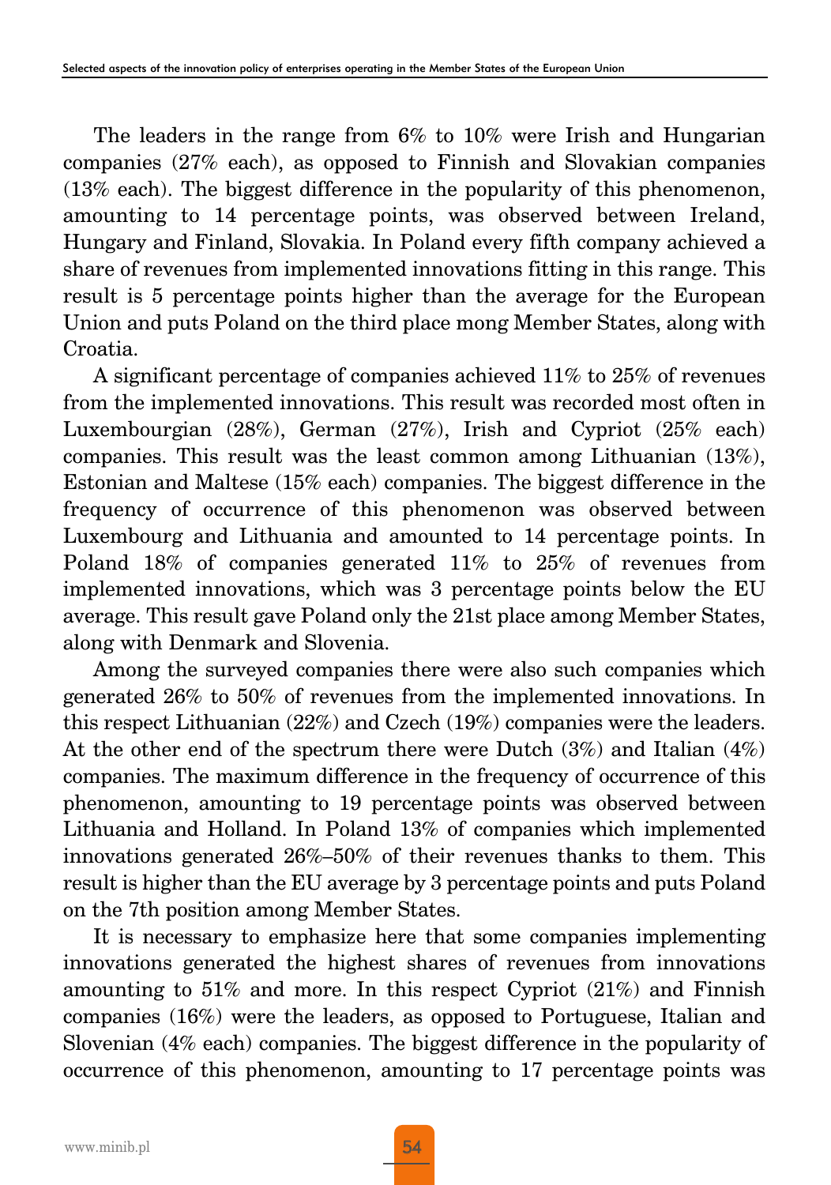The leaders in the range from 6% to 10% were Irish and Hungarian companies (27% each), as opposed to Finnish and Slovakian companies (13% each). The biggest difference in the popularity of this phenomenon, amounting to 14 percentage points, was observed between Ireland, Hungary and Finland, Slovakia. In Poland every fifth company achieved a share of revenues from implemented innovations fitting in this range. This result is 5 percentage points higher than the average for the European Union and puts Poland on the third place mong Member States, along with Croatia.

A significant percentage of companies achieved 11% to 25% of revenues from the implemented innovations. This result was recorded most often in Luxembourgian (28%), German (27%), Irish and Cypriot (25% each) companies. This result was the least common among Lithuanian (13%), Estonian and Maltese (15% each) companies. The biggest difference in the frequency of occurrence of this phenomenon was observed between Luxembourg and Lithuania and amounted to 14 percentage points. In Poland 18% of companies generated 11% to 25% of revenues from implemented innovations, which was 3 percentage points below the EU average. This result gave Poland only the 21st place among Member States, along with Denmark and Slovenia.

Among the surveyed companies there were also such companies which generated 26% to 50% of revenues from the implemented innovations. In this respect Lithuanian (22%) and Czech (19%) companies were the leaders. At the other end of the spectrum there were Dutch (3%) and Italian (4%) companies. The maximum difference in the frequency of occurrence of this phenomenon, amounting to 19 percentage points was observed between Lithuania and Holland. In Poland 13% of companies which implemented innovations generated 26%–50% of their revenues thanks to them. This result is higher than the EU average by 3 percentage points and puts Poland on the 7th position among Member States.

It is necessary to emphasize here that some companies implementing innovations generated the highest shares of revenues from innovations amounting to 51% and more. In this respect Cypriot (21%) and Finnish companies (16%) were the leaders, as opposed to Portuguese, Italian and Slovenian (4% each) companies. The biggest difference in the popularity of occurrence of this phenomenon, amounting to 17 percentage points was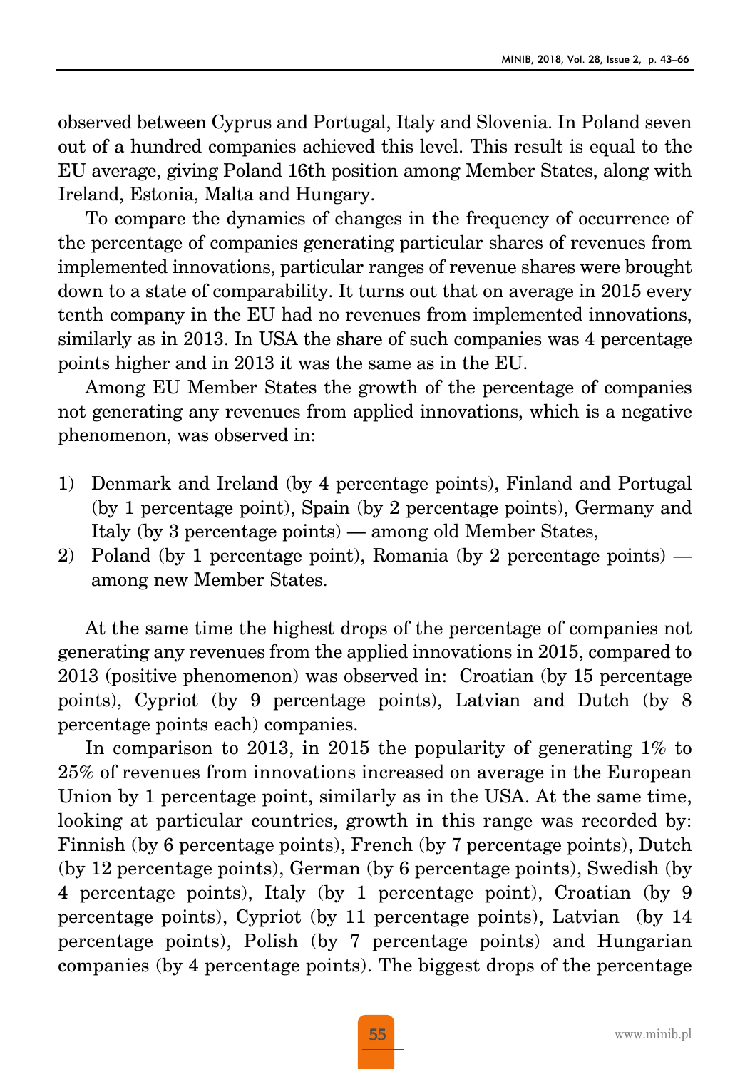observed between Cyprus and Portugal, Italy and Slovenia. In Poland seven out of a hundred companies achieved this level. This result is equal to the EU average, giving Poland 16th position among Member States, along with Ireland, Estonia, Malta and Hungary.

To compare the dynamics of changes in the frequency of occurrence of the percentage of companies generating particular shares of revenues from implemented innovations, particular ranges of revenue shares were brought down to a state of comparability. It turns out that on average in 2015 every tenth company in the EU had no revenues from implemented innovations, similarly as in 2013. In USA the share of such companies was 4 percentage points higher and in 2013 it was the same as in the EU.

Among EU Member States the growth of the percentage of companies not generating any revenues from applied innovations, which is a negative phenomenon, was observed in:

1) Denmark and Ireland (by 4 percentage points), Finland and Portugal (by 1 percentage point), Spain (by 2 percentage points), Germany and Italy (by 3 percentage points) — among old Member States,
2) Poland (by 1 percentage point), Romania (by 2 percentage points) — among new Member States.

At the same time the highest drops of the percentage of companies not generating any revenues from the applied innovations in 2015, compared to 2013 (positive phenomenon) was observed in: Croatian (by 15 percentage points), Cypriot (by 9 percentage points), Latvian and Dutch (by 8 percentage points each) companies.

In comparison to 2013, in 2015 the popularity of generating 1% to 25% of revenues from innovations increased on average in the European Union by 1 percentage point, similarly as in the USA. At the same time, looking at particular countries, growth in this range was recorded by: Finnish (by 6 percentage points), French (by 7 percentage points), Dutch (by 12 percentage points), German (by 6 percentage points), Swedish (by 4 percentage points), Italy (by 1 percentage point), Croatian (by 9 percentage points), Cypriot (by 11 percentage points), Latvian (by 14 percentage points), Polish (by 7 percentage points) and Hungarian companies (by 4 percentage points). The biggest drops of the percentage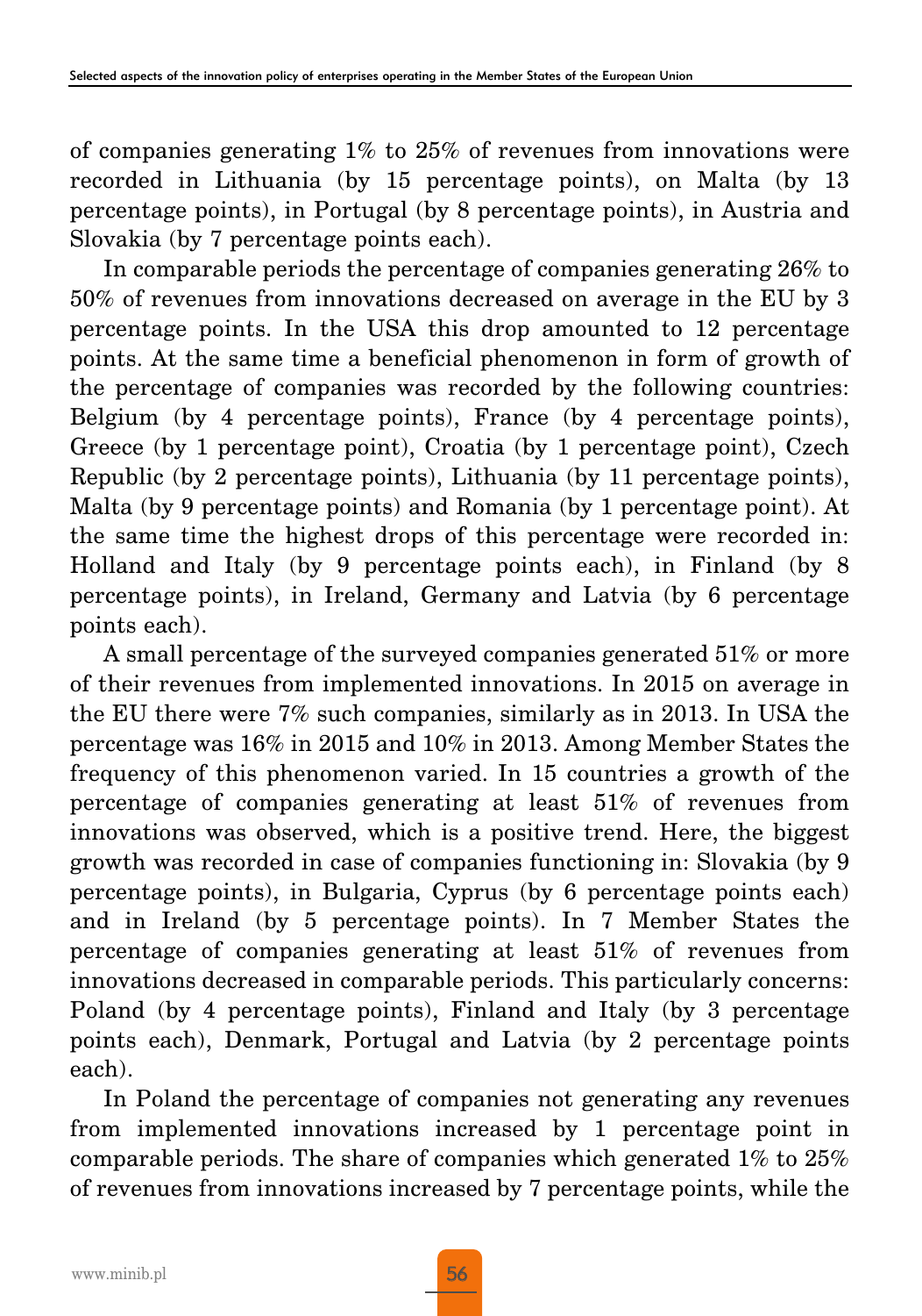of companies generating 1% to 25% of revenues from innovations were recorded in Lithuania (by 15 percentage points), on Malta (by 13 percentage points), in Portugal (by 8 percentage points), in Austria and Slovakia (by 7 percentage points each).

In comparable periods the percentage of companies generating 26% to 50% of revenues from innovations decreased on average in the EU by 3 percentage points. In the USA this drop amounted to 12 percentage points. At the same time a beneficial phenomenon in form of growth of the percentage of companies was recorded by the following countries: Belgium (by 4 percentage points), France (by 4 percentage points), Greece (by 1 percentage point), Croatia (by 1 percentage point), Czech Republic (by 2 percentage points), Lithuania (by 11 percentage points), Malta (by 9 percentage points) and Romania (by 1 percentage point). At the same time the highest drops of this percentage were recorded in: Holland and Italy (by 9 percentage points each), in Finland (by 8 percentage points), in Ireland, Germany and Latvia (by 6 percentage points each).

A small percentage of the surveyed companies generated 51% or more of their revenues from implemented innovations. In 2015 on average in the EU there were 7% such companies, similarly as in 2013. In USA the percentage was 16% in 2015 and 10% in 2013. Among Member States the frequency of this phenomenon varied. In 15 countries a growth of the percentage of companies generating at least 51% of revenues from innovations was observed, which is a positive trend. Here, the biggest growth was recorded in case of companies functioning in: Slovakia (by 9 percentage points), in Bulgaria, Cyprus (by 6 percentage points each) and in Ireland (by 5 percentage points). In 7 Member States the percentage of companies generating at least 51% of revenues from innovations decreased in comparable periods. This particularly concerns: Poland (by 4 percentage points), Finland and Italy (by 3 percentage points each), Denmark, Portugal and Latvia (by 2 percentage points each).

In Poland the percentage of companies not generating any revenues from implemented innovations increased by 1 percentage point in comparable periods. The share of companies which generated 1% to 25% of revenues from innovations increased by 7 percentage points, while the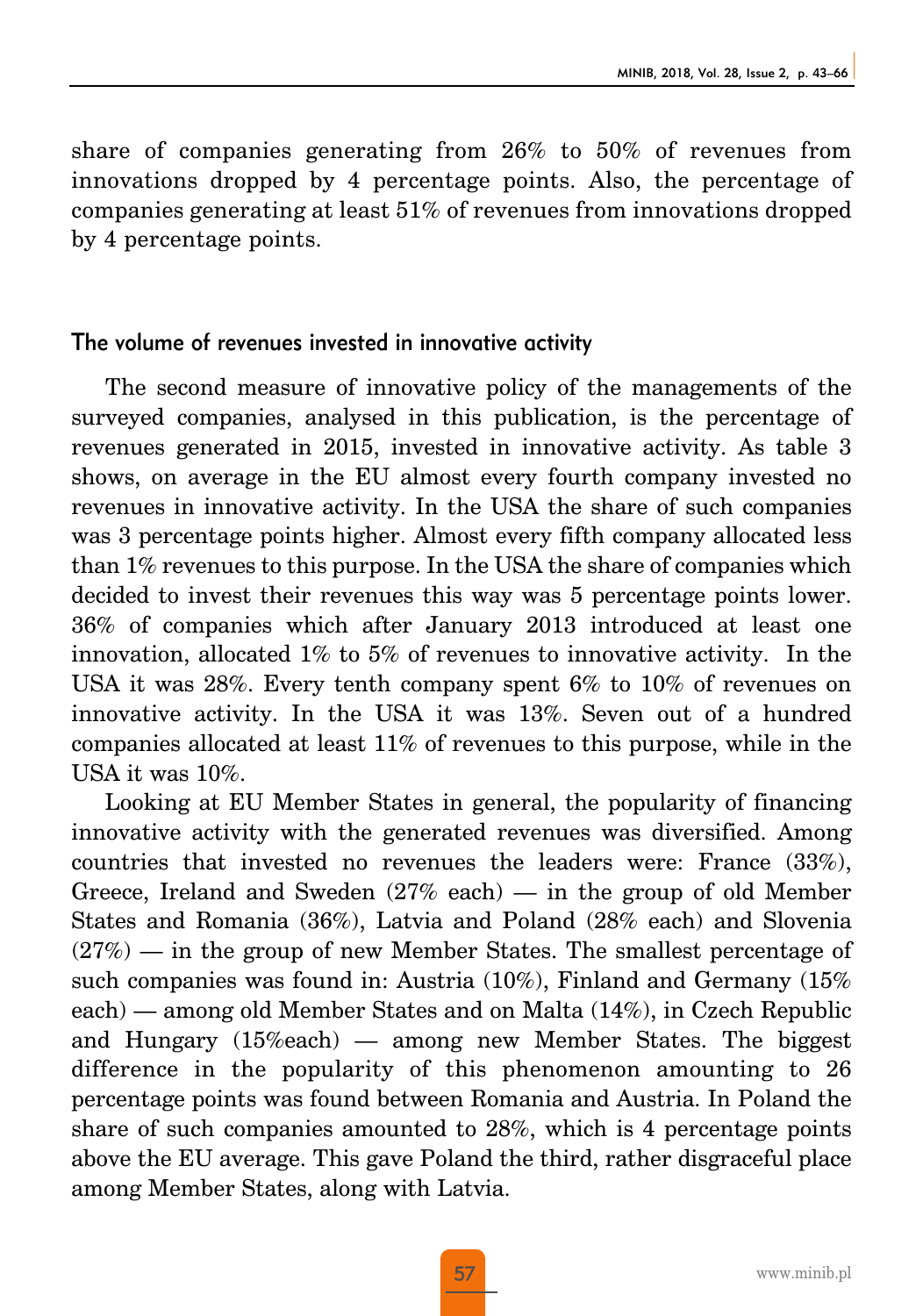share of companies generating from 26% to 50% of revenues from innovations dropped by 4 percentage points. Also, the percentage of companies generating at least 51% of revenues from innovations dropped by 4 percentage points.

## The volume of revenues invested in innovative activity

The second measure of innovative policy of the managements of the surveyed companies, analysed in this publication, is the percentage of revenues generated in 2015, invested in innovative activity. As table 3 shows, on average in the EU almost every fourth company invested no revenues in innovative activity. In the USA the share of such companies was 3 percentage points higher. Almost every fifth company allocated less than 1% revenues to this purpose. In the USA the share of companies which decided to invest their revenues this way was 5 percentage points lower. 36% of companies which after January 2013 introduced at least one innovation, allocated 1% to 5% of revenues to innovative activity. In the USA it was 28%. Every tenth company spent 6% to 10% of revenues on innovative activity. In the USA it was 13%. Seven out of a hundred companies allocated at least 11% of revenues to this purpose, while in the USA it was 10%.

Looking at EU Member States in general, the popularity of financing innovative activity with the generated revenues was diversified. Among countries that invested no revenues the leaders were: France (33%), Greece, Ireland and Sweden (27% each) — in the group of old Member States and Romania (36%), Latvia and Poland (28% each) and Slovenia (27%) — in the group of new Member States. The smallest percentage of such companies was found in: Austria (10%), Finland and Germany (15% each) — among old Member States and on Malta (14%), in Czech Republic and Hungary (15%each) — among new Member States. The biggest difference in the popularity of this phenomenon amounting to 26 percentage points was found between Romania and Austria. In Poland the share of such companies amounted to 28%, which is 4 percentage points above the EU average. This gave Poland the third, rather disgraceful place among Member States, along with Latvia.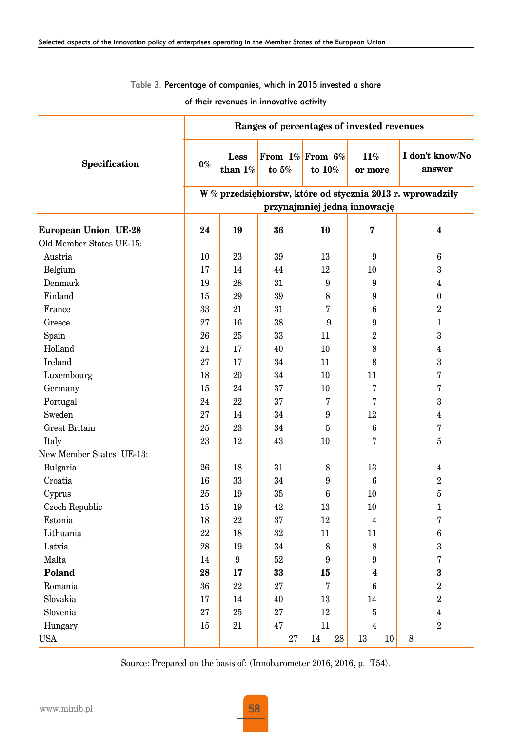Table 3. Percentage of companies, which in 2015 invested a share of their revenues in innovative activity

| Specification | Ranges of percentages of invested revenues | | | | | |
|---|---|---|---|---|---|---|
| | 0% | Less than 1% | From 1% to 5% | From 6% to 10% | 11% or more | I don't know/No answer |
| | W % przedsiębiorstw, które od stycznia 2013 r. wprowadziły przynajmniej jedną innowację | | | | | |
| **European Union UE-28** | **24** | **19** | **36** | **10** | **7** | **4** |
| Old Member States UE-15: | | | | | | |
| Austria | 10 | 23 | 39 | 13 | 9 | 6 |
| Belgium | 17 | 14 | 44 | 12 | 10 | 3 |
| Denmark | 19 | 28 | 31 | 9 | 9 | 4 |
| Finland | 15 | 29 | 39 | 8 | 9 | 0 |
| France | 33 | 21 | 31 | 7 | 6 | 2 |
| Greece | 27 | 16 | 38 | 9 | 9 | 1 |
| Spain | 26 | 25 | 33 | 11 | 2 | 3 |
| Holland | 21 | 17 | 40 | 10 | 8 | 4 |
| Ireland | 27 | 17 | 34 | 11 | 8 | 3 |
| Luxembourg | 18 | 20 | 34 | 10 | 11 | 7 |
| Germany | 15 | 24 | 37 | 10 | 7 | 7 |
| Portugal | 24 | 22 | 37 | 7 | 7 | 3 |
| Sweden | 27 | 14 | 34 | 9 | 12 | 4 |
| Great Britain | 25 | 23 | 34 | 5 | 6 | 7 |
| Italy | 23 | 12 | 43 | 10 | 7 | 5 |
| New Member States UE-13: | | | | | | |
| Bulgaria | 26 | 18 | 31 | 8 | 13 | 4 |
| Croatia | 16 | 33 | 34 | 9 | 6 | 2 |
| Cyprus | 25 | 19 | 35 | 6 | 10 | 5 |
| Czech Republic | 15 | 19 | 42 | 13 | 10 | 1 |
| Estonia | 18 | 22 | 37 | 12 | 4 | 7 |
| Lithuania | 22 | 18 | 32 | 11 | 11 | 6 |
| Latvia | 28 | 19 | 34 | 8 | 8 | 3 |
| Malta | 14 | 9 | 52 | 9 | 9 | 7 |
| **Poland** | **28** | **17** | **33** | **15** | **4** | **3** |
| Romania | 36 | 22 | 27 | 7 | 6 | 2 |
| Slovakia | 17 | 14 | 40 | 13 | 14 | 2 |
| Slovenia | 27 | 25 | 27 | 12 | 5 | 4 |
| Hungary | 15 | 21 | 47 | 11 | 4 | 2 |
| USA | | | 27 | 14 28 | 13 10 | 8 |

Source: Prepared on the basis of: (Innobarometer 2016, 2016, p. T54).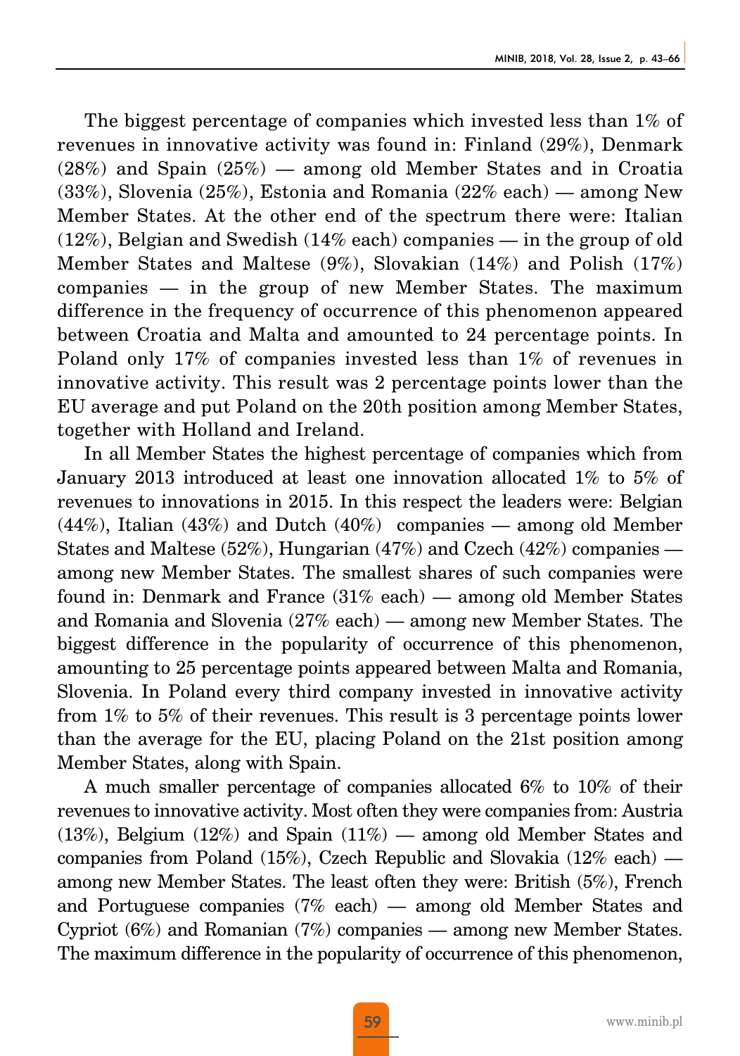The biggest percentage of companies which invested less than 1% of revenues in innovative activity was found in: Finland (29%), Denmark (28%) and Spain (25%) — among old Member States and in Croatia (33%), Slovenia (25%), Estonia and Romania (22% each) — among New Member States. At the other end of the spectrum there were: Italian (12%), Belgian and Swedish (14% each) companies — in the group of old Member States and Maltese (9%), Slovakian (14%) and Polish (17%) companies — in the group of new Member States. The maximum difference in the frequency of occurrence of this phenomenon appeared between Croatia and Malta and amounted to 24 percentage points. In Poland only 17% of companies invested less than 1% of revenues in innovative activity. This result was 2 percentage points lower than the EU average and put Poland on the 20th position among Member States, together with Holland and Ireland.

In all Member States the highest percentage of companies which from January 2013 introduced at least one innovation allocated 1% to 5% of revenues to innovations in 2015. In this respect the leaders were: Belgian (44%), Italian (43%) and Dutch (40%) companies — among old Member States and Maltese (52%), Hungarian (47%) and Czech (42%) companies — among new Member States. The smallest shares of such companies were found in: Denmark and France (31% each) — among old Member States and Romania and Slovenia (27% each) — among new Member States. The biggest difference in the popularity of occurrence of this phenomenon, amounting to 25 percentage points appeared between Malta and Romania, Slovenia. In Poland every third company invested in innovative activity from 1% to 5% of their revenues. This result is 3 percentage points lower than the average for the EU, placing Poland on the 21st position among Member States, along with Spain.

A much smaller percentage of companies allocated 6% to 10% of their revenues to innovative activity. Most often they were companies from: Austria (13%), Belgium (12%) and Spain (11%) — among old Member States and companies from Poland (15%), Czech Republic and Slovakia (12% each) — among new Member States. The least often they were: British (5%), French and Portuguese companies (7% each) — among old Member States and Cypriot (6%) and Romanian (7%) companies — among new Member States. The maximum difference in the popularity of occurrence of this phenomenon,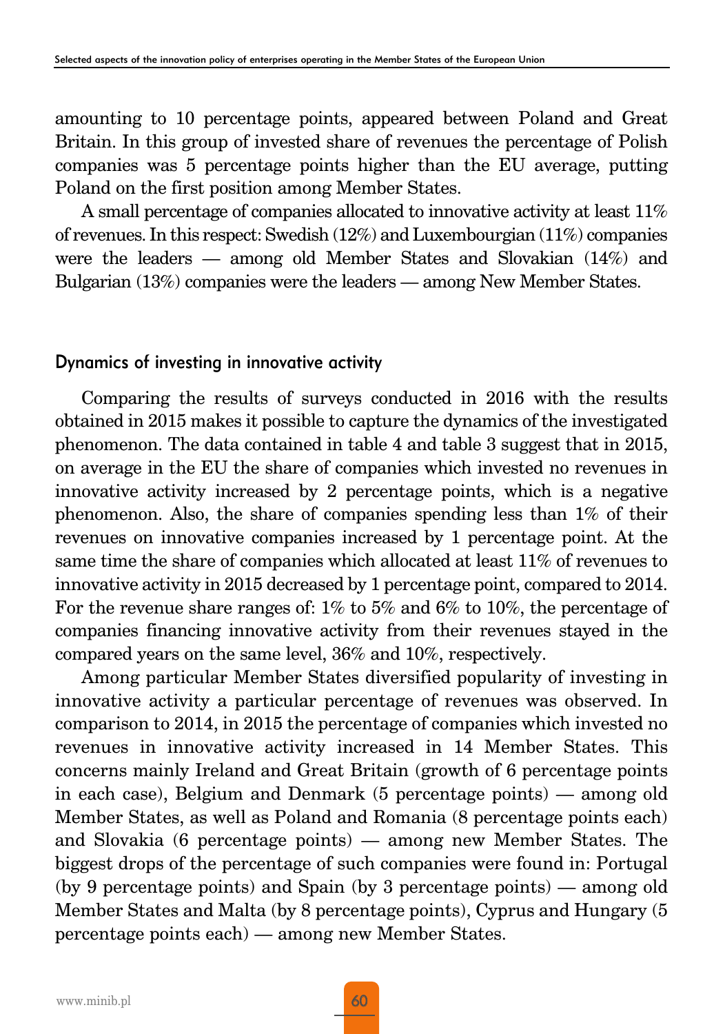amounting to 10 percentage points, appeared between Poland and Great Britain. In this group of invested share of revenues the percentage of Polish companies was 5 percentage points higher than the EU average, putting Poland on the first position among Member States.

A small percentage of companies allocated to innovative activity at least 11% of revenues. In this respect: Swedish (12%) and Luxembourgian (11%) companies were the leaders — among old Member States and Slovakian (14%) and Bulgarian (13%) companies were the leaders — among New Member States.

### Dynamics of investing in innovative activity

Comparing the results of surveys conducted in 2016 with the results obtained in 2015 makes it possible to capture the dynamics of the investigated phenomenon. The data contained in table 4 and table 3 suggest that in 2015, on average in the EU the share of companies which invested no revenues in innovative activity increased by 2 percentage points, which is a negative phenomenon. Also, the share of companies spending less than 1% of their revenues on innovative companies increased by 1 percentage point. At the same time the share of companies which allocated at least 11% of revenues to innovative activity in 2015 decreased by 1 percentage point, compared to 2014. For the revenue share ranges of: 1% to 5% and 6% to 10%, the percentage of companies financing innovative activity from their revenues stayed in the compared years on the same level, 36% and 10%, respectively.

Among particular Member States diversified popularity of investing in innovative activity a particular percentage of revenues was observed. In comparison to 2014, in 2015 the percentage of companies which invested no revenues in innovative activity increased in 14 Member States. This concerns mainly Ireland and Great Britain (growth of 6 percentage points in each case), Belgium and Denmark (5 percentage points) — among old Member States, as well as Poland and Romania (8 percentage points each) and Slovakia (6 percentage points) — among new Member States. The biggest drops of the percentage of such companies were found in: Portugal (by 9 percentage points) and Spain (by 3 percentage points) — among old Member States and Malta (by 8 percentage points), Cyprus and Hungary (5 percentage points each) — among new Member States.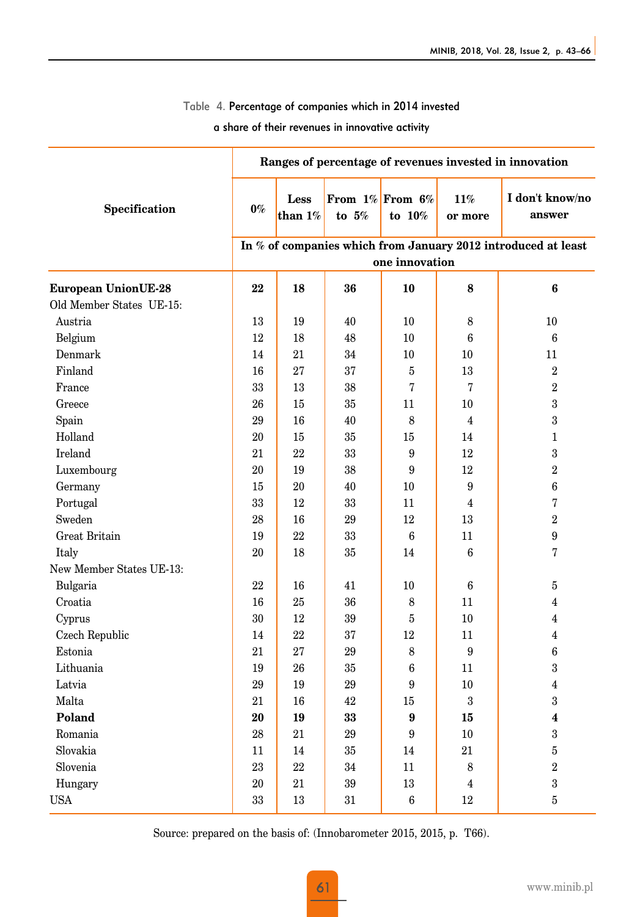Table 4. Percentage of companies which in 2014 invested a share of their revenues in innovative activity

| Specification | Ranges of percentage of revenues invested in innovation | | | | | |
|---|---|---|---|---|---|---|
| | 0% | Less than 1% | From 1% to 5% | From 6% to 10% | 11% or more | I don't know/no answer |
| | In % of companies which from January 2012 introduced at least one innovation | | | | | |
| **European UnionUE-28** | **22** | **18** | **36** | **10** | **8** | **6** |
| Old Member States UE-15: | | | | | | |
| Austria | 13 | 19 | 40 | 10 | 8 | 10 |
| Belgium | 12 | 18 | 48 | 10 | 6 | 6 |
| Denmark | 14 | 21 | 34 | 10 | 10 | 11 |
| Finland | 16 | 27 | 37 | 5 | 13 | 2 |
| France | 33 | 13 | 38 | 7 | 7 | 2 |
| Greece | 26 | 15 | 35 | 11 | 10 | 3 |
| Spain | 29 | 16 | 40 | 8 | 4 | 3 |
| Holland | 20 | 15 | 35 | 15 | 14 | 1 |
| Ireland | 21 | 22 | 33 | 9 | 12 | 3 |
| Luxembourg | 20 | 19 | 38 | 9 | 12 | 2 |
| Germany | 15 | 20 | 40 | 10 | 9 | 6 |
| Portugal | 33 | 12 | 33 | 11 | 4 | 7 |
| Sweden | 28 | 16 | 29 | 12 | 13 | 2 |
| Great Britain | 19 | 22 | 33 | 6 | 11 | 9 |
| Italy | 20 | 18 | 35 | 14 | 6 | 7 |
| New Member States UE-13: | | | | | | |
| Bulgaria | 22 | 16 | 41 | 10 | 6 | 5 |
| Croatia | 16 | 25 | 36 | 8 | 11 | 4 |
| Cyprus | 30 | 12 | 39 | 5 | 10 | 4 |
| Czech Republic | 14 | 22 | 37 | 12 | 11 | 4 |
| Estonia | 21 | 27 | 29 | 8 | 9 | 6 |
| Lithuania | 19 | 26 | 35 | 6 | 11 | 3 |
| Latvia | 29 | 19 | 29 | 9 | 10 | 4 |
| Malta | 21 | 16 | 42 | 15 | 3 | 3 |
| **Poland** | **20** | **19** | **33** | **9** | **15** | **4** |
| Romania | 28 | 21 | 29 | 9 | 10 | 3 |
| Slovakia | 11 | 14 | 35 | 14 | 21 | 5 |
| Slovenia | 23 | 22 | 34 | 11 | 8 | 2 |
| Hungary | 20 | 21 | 39 | 13 | 4 | 3 |
| USA | 33 | 13 | 31 | 6 | 12 | 5 |

Source: prepared on the basis of: (Innobarometer 2015, 2015, p. T66).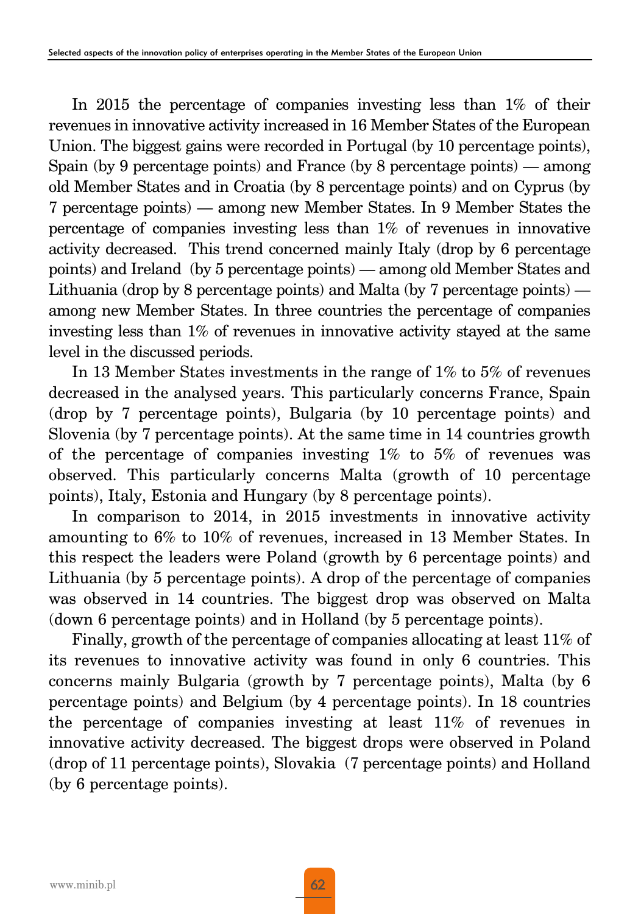In 2015 the percentage of companies investing less than 1% of their revenues in innovative activity increased in 16 Member States of the European Union. The biggest gains were recorded in Portugal (by 10 percentage points), Spain (by 9 percentage points) and France (by 8 percentage points) — among old Member States and in Croatia (by 8 percentage points) and on Cyprus (by 7 percentage points) — among new Member States. In 9 Member States the percentage of companies investing less than 1% of revenues in innovative activity decreased. This trend concerned mainly Italy (drop by 6 percentage points) and Ireland (by 5 percentage points) — among old Member States and Lithuania (drop by 8 percentage points) and Malta (by 7 percentage points) — among new Member States. In three countries the percentage of companies investing less than 1% of revenues in innovative activity stayed at the same level in the discussed periods.

In 13 Member States investments in the range of 1% to 5% of revenues decreased in the analysed years. This particularly concerns France, Spain (drop by 7 percentage points), Bulgaria (by 10 percentage points) and Slovenia (by 7 percentage points). At the same time in 14 countries growth of the percentage of companies investing 1% to 5% of revenues was observed. This particularly concerns Malta (growth of 10 percentage points), Italy, Estonia and Hungary (by 8 percentage points).

In comparison to 2014, in 2015 investments in innovative activity amounting to 6% to 10% of revenues, increased in 13 Member States. In this respect the leaders were Poland (growth by 6 percentage points) and Lithuania (by 5 percentage points). A drop of the percentage of companies was observed in 14 countries. The biggest drop was observed on Malta (down 6 percentage points) and in Holland (by 5 percentage points).

Finally, growth of the percentage of companies allocating at least 11% of its revenues to innovative activity was found in only 6 countries. This concerns mainly Bulgaria (growth by 7 percentage points), Malta (by 6 percentage points) and Belgium (by 4 percentage points). In 18 countries the percentage of companies investing at least 11% of revenues in innovative activity decreased. The biggest drops were observed in Poland (drop of 11 percentage points), Slovakia (7 percentage points) and Holland (by 6 percentage points).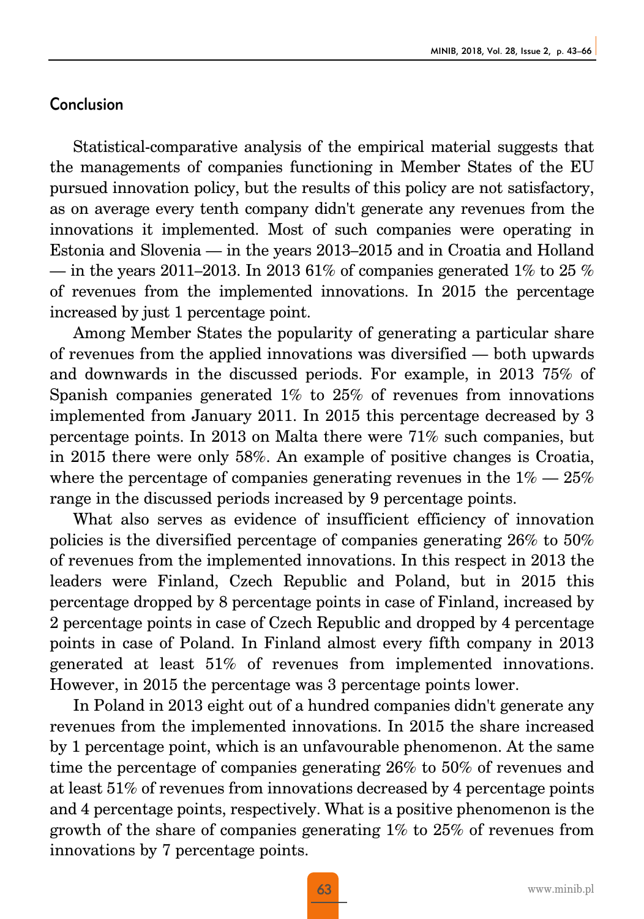## Conclusion

Statistical-comparative analysis of the empirical material suggests that the managements of companies functioning in Member States of the EU pursued innovation policy, but the results of this policy are not satisfactory, as on average every tenth company didn't generate any revenues from the innovations it implemented. Most of such companies were operating in Estonia and Slovenia — in the years 2013–2015 and in Croatia and Holland — in the years 2011–2013. In 2013 61% of companies generated 1% to 25 % of revenues from the implemented innovations. In 2015 the percentage increased by just 1 percentage point.

Among Member States the popularity of generating a particular share of revenues from the applied innovations was diversified — both upwards and downwards in the discussed periods. For example, in 2013 75% of Spanish companies generated 1% to 25% of revenues from innovations implemented from January 2011. In 2015 this percentage decreased by 3 percentage points. In 2013 on Malta there were 71% such companies, but in 2015 there were only 58%. An example of positive changes is Croatia, where the percentage of companies generating revenues in the 1% — 25% range in the discussed periods increased by 9 percentage points.

What also serves as evidence of insufficient efficiency of innovation policies is the diversified percentage of companies generating 26% to 50% of revenues from the implemented innovations. In this respect in 2013 the leaders were Finland, Czech Republic and Poland, but in 2015 this percentage dropped by 8 percentage points in case of Finland, increased by 2 percentage points in case of Czech Republic and dropped by 4 percentage points in case of Poland. In Finland almost every fifth company in 2013 generated at least 51% of revenues from implemented innovations. However, in 2015 the percentage was 3 percentage points lower.

In Poland in 2013 eight out of a hundred companies didn't generate any revenues from the implemented innovations. In 2015 the share increased by 1 percentage point, which is an unfavourable phenomenon. At the same time the percentage of companies generating 26% to 50% of revenues and at least 51% of revenues from innovations decreased by 4 percentage points and 4 percentage points, respectively. What is a positive phenomenon is the growth of the share of companies generating 1% to 25% of revenues from innovations by 7 percentage points.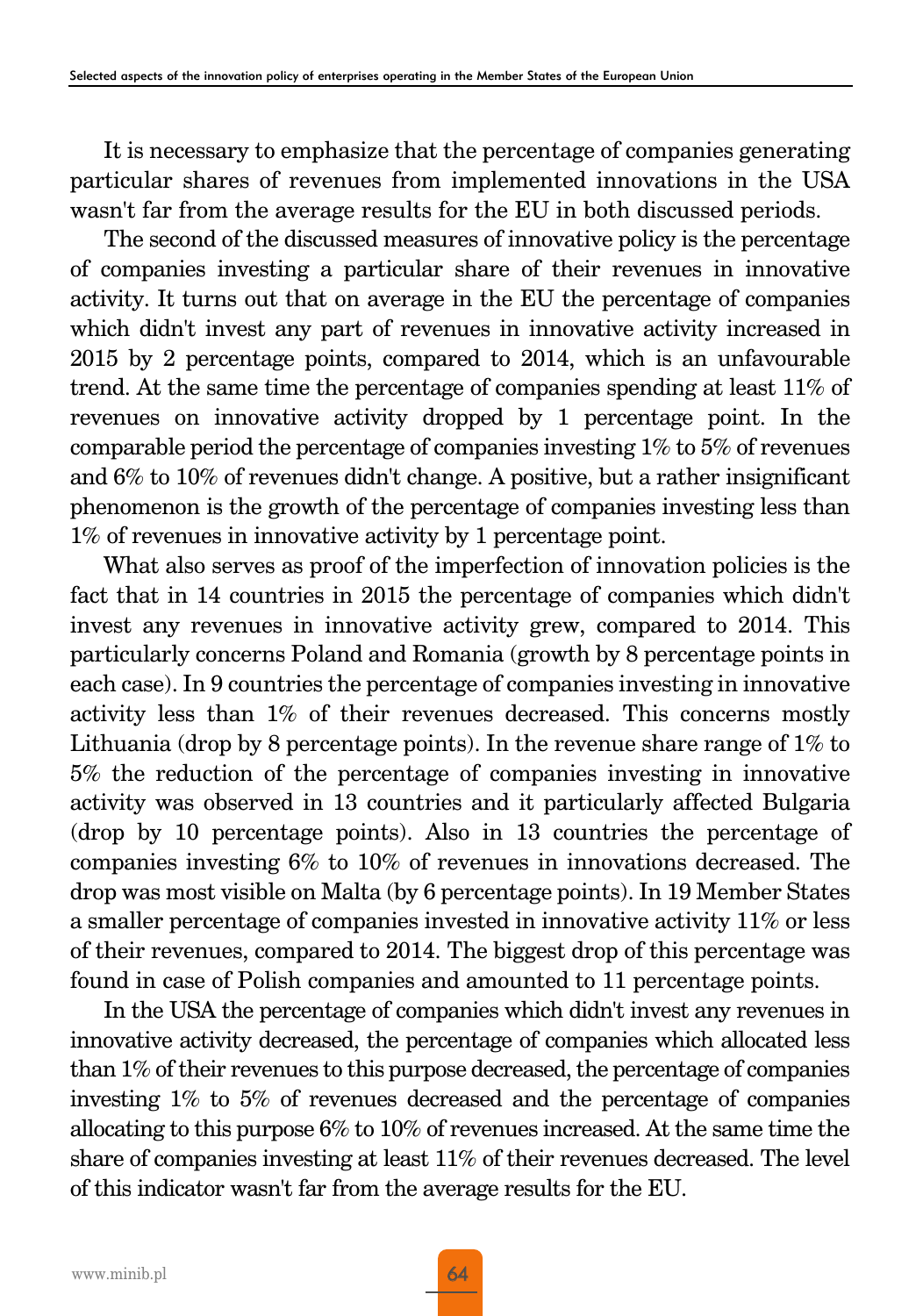It is necessary to emphasize that the percentage of companies generating particular shares of revenues from implemented innovations in the USA wasn't far from the average results for the EU in both discussed periods.

The second of the discussed measures of innovative policy is the percentage of companies investing a particular share of their revenues in innovative activity. It turns out that on average in the EU the percentage of companies which didn't invest any part of revenues in innovative activity increased in 2015 by 2 percentage points, compared to 2014, which is an unfavourable trend. At the same time the percentage of companies spending at least 11% of revenues on innovative activity dropped by 1 percentage point. In the comparable period the percentage of companies investing 1% to 5% of revenues and 6% to 10% of revenues didn't change. A positive, but a rather insignificant phenomenon is the growth of the percentage of companies investing less than 1% of revenues in innovative activity by 1 percentage point.

What also serves as proof of the imperfection of innovation policies is the fact that in 14 countries in 2015 the percentage of companies which didn't invest any revenues in innovative activity grew, compared to 2014. This particularly concerns Poland and Romania (growth by 8 percentage points in each case). In 9 countries the percentage of companies investing in innovative activity less than 1% of their revenues decreased. This concerns mostly Lithuania (drop by 8 percentage points). In the revenue share range of 1% to 5% the reduction of the percentage of companies investing in innovative activity was observed in 13 countries and it particularly affected Bulgaria (drop by 10 percentage points). Also in 13 countries the percentage of companies investing 6% to 10% of revenues in innovations decreased. The drop was most visible on Malta (by 6 percentage points). In 19 Member States a smaller percentage of companies invested in innovative activity 11% or less of their revenues, compared to 2014. The biggest drop of this percentage was found in case of Polish companies and amounted to 11 percentage points.

In the USA the percentage of companies which didn't invest any revenues in innovative activity decreased, the percentage of companies which allocated less than 1% of their revenues to this purpose decreased, the percentage of companies investing 1% to 5% of revenues decreased and the percentage of companies allocating to this purpose 6% to 10% of revenues increased. At the same time the share of companies investing at least 11% of their revenues decreased. The level of this indicator wasn't far from the average results for the EU.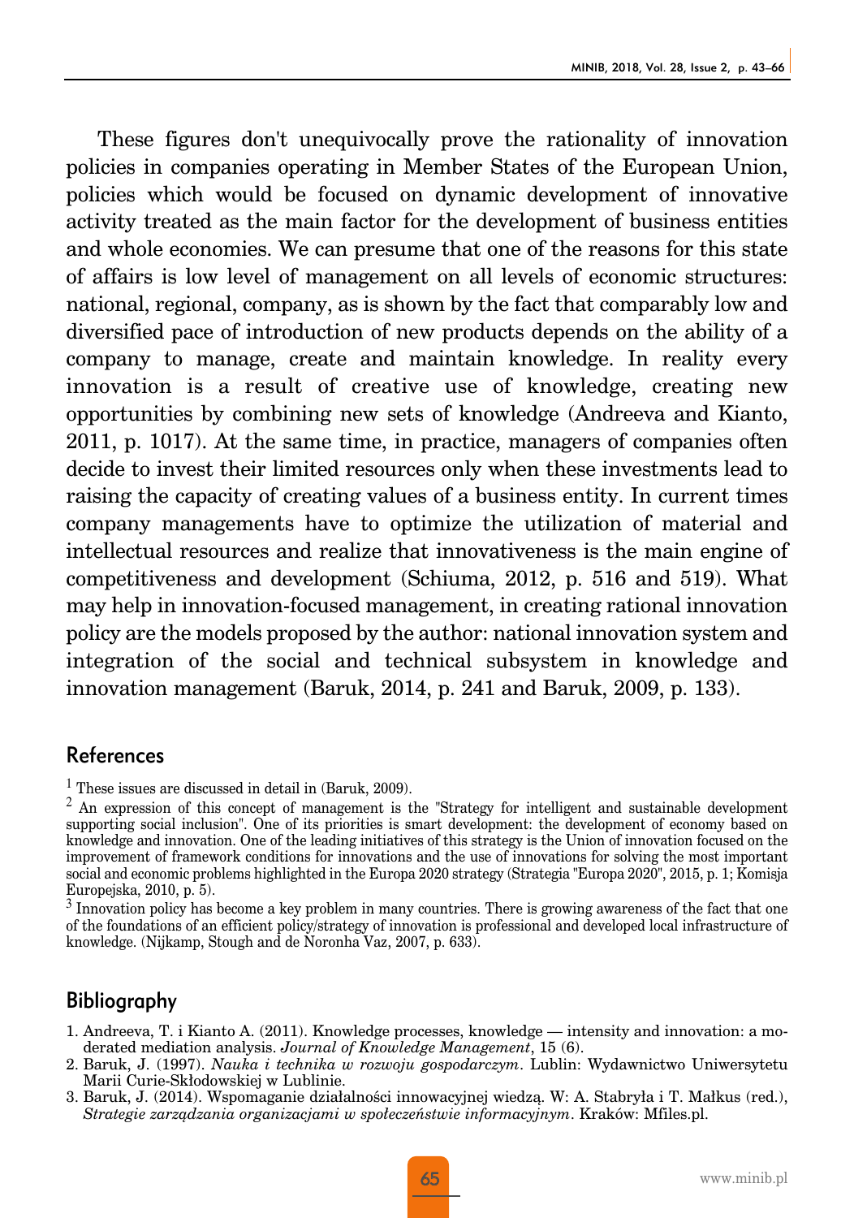These figures don't unequivocally prove the rationality of innovation policies in companies operating in Member States of the European Union, policies which would be focused on dynamic development of innovative activity treated as the main factor for the development of business entities and whole economies. We can presume that one of the reasons for this state of affairs is low level of management on all levels of economic structures: national, regional, company, as is shown by the fact that comparably low and diversified pace of introduction of new products depends on the ability of a company to manage, create and maintain knowledge. In reality every innovation is a result of creative use of knowledge, creating new opportunities by combining new sets of knowledge (Andreeva and Kianto, 2011, p. 1017). At the same time, in practice, managers of companies often decide to invest their limited resources only when these investments lead to raising the capacity of creating values of a business entity. In current times company managements have to optimize the utilization of material and intellectual resources and realize that innovativeness is the main engine of competitiveness and development (Schiuma, 2012, p. 516 and 519). What may help in innovation-focused management, in creating rational innovation policy are the models proposed by the author: national innovation system and integration of the social and technical subsystem in knowledge and innovation management (Baruk, 2014, p. 241 and Baruk, 2009, p. 133).

## References

[1] These issues are discussed in detail in (Baruk, 2009).

[2] An expression of this concept of management is the "Strategy for intelligent and sustainable development supporting social inclusion". One of its priorities is smart development: the development of economy based on knowledge and innovation. One of the leading initiatives of this strategy is the Union of innovation focused on the improvement of framework conditions for innovations and the use of innovations for solving the most important social and economic problems highlighted in the Europa 2020 strategy (Strategia "Europa 2020", 2015, p. 1; Komisja Europejska, 2010, p. 5).

[3] Innovation policy has become a key problem in many countries. There is growing awareness of the fact that one of the foundations of an efficient policy/strategy of innovation is professional and developed local infrastructure of knowledge. (Nijkamp, Stough and de Noronha Vaz, 2007, p. 633).

## Bibliography

1. Andreeva, T. i Kianto A. (2011). Knowledge processes, knowledge — intensity and innovation: a moderated mediation analysis. *Journal of Knowledge Management*, 15 (6).
2. Baruk, J. (1997). *Nauka i technika w rozwoju gospodarczym*. Lublin: Wydawnictwo Uniwersytetu Marii Curie-Skłodowskiej w Lublinie.
3. Baruk, J. (2014). Wspomaganie działalności innowacyjnej wiedzą. W: A. Stabryła i T. Małkus (red.), *Strategie zarządzania organizacjami w społeczeństwie informacyjnym*. Kraków: Mfiles.pl.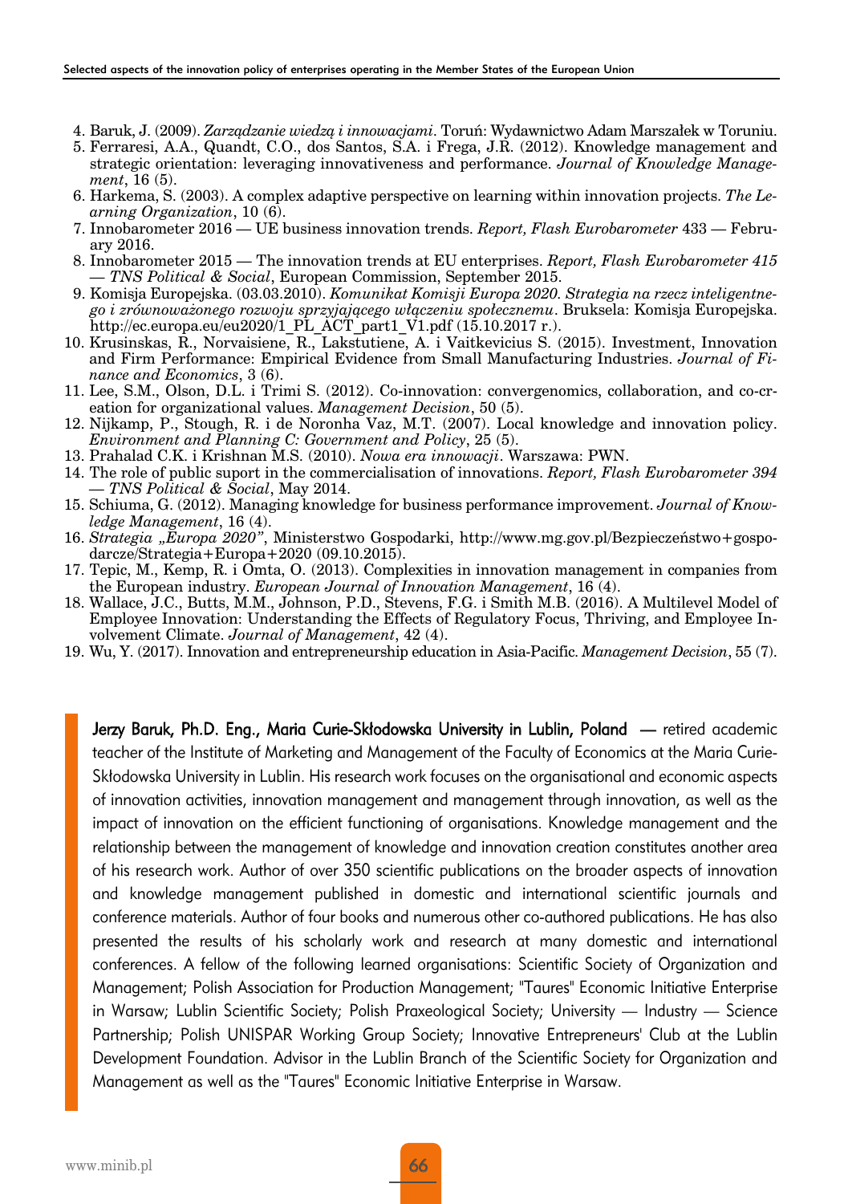4. Baruk, J. (2009). *Zarządzanie wiedzą i innowacjami*. Toruń: Wydawnictwo Adam Marszałek w Toruniu.
5. Ferraresi, A.A., Quandt, C.O., dos Santos, S.A. i Frega, J.R. (2012). Knowledge management and strategic orientation: leveraging innovativeness and performance. *Journal of Knowledge Management*, 16 (5).
6. Harkema, S. (2003). A complex adaptive perspective on learning within innovation projects. *The Learning Organization*, 10 (6).
7. Innobarometer 2016 — UE business innovation trends. *Report, Flash Eurobarometer* 433 — February 2016.
8. Innobarometer 2015 — The innovation trends at EU enterprises. *Report, Flash Eurobarometer 415 — TNS Political & Social*, European Commission, September 2015.
9. Komisja Europejska. (03.03.2010). *Komunikat Komisji Europa 2020. Strategia na rzecz inteligentnego i zrównoważonego rozwoju sprzyjającego włączeniu społecznemu*. Bruksela: Komisja Europejska. http://ec.europa.eu/eu2020/1_PL_ACT_part1_V1.pdf (15.10.2017 r.).
10. Krusinskas, R., Norvaisiene, R., Lakstutiene, A. i Vaitkevicius S. (2015). Investment, Innovation and Firm Performance: Empirical Evidence from Small Manufacturing Industries. *Journal of Finance and Economics*, 3 (6).
11. Lee, S.M., Olson, D.L. i Trimi S. (2012). Co-innovation: convergenomics, collaboration, and co-creation for organizational values. *Management Decision*, 50 (5).
12. Nijkamp, P., Stough, R. i de Noronha Vaz, M.T. (2007). Local knowledge and innovation policy. *Environment and Planning C: Government and Policy*, 25 (5).
13. Prahalad C.K. i Krishnan M.S. (2010). *Nowa era innowacji*. Warszawa: PWN.
14. The role of public suport in the commercialisation of innovations. *Report, Flash Eurobarometer 394 — TNS Political & Social*, May 2014.
15. Schiuma, G. (2012). Managing knowledge for business performance improvement. *Journal of Knowledge Management*, 16 (4).
16. *Strategia „Europa 2020"*, Ministerstwo Gospodarki, http://www.mg.gov.pl/Bezpieczeństwo+gospodarcze/Strategia+Europa+2020 (09.10.2015).
17. Tepic, M., Kemp, R. i Omta, O. (2013). Complexities in innovation management in companies from the European industry. *European Journal of Innovation Management*, 16 (4).
18. Wallace, J.C., Butts, M.M., Johnson, P.D., Stevens, F.G. i Smith M.B. (2016). A Multilevel Model of Employee Innovation: Understanding the Effects of Regulatory Focus, Thriving, and Employee Involvement Climate. *Journal of Management*, 42 (4).
19. Wu, Y. (2017). Innovation and entrepreneurship education in Asia-Pacific. *Management Decision*, 55 (7).

**Jerzy Baruk, Ph.D. Eng., Maria Curie-Skłodowska University in Lublin, Poland** — retired academic teacher of the Institute of Marketing and Management of the Faculty of Economics at the Maria Curie-Skłodowska University in Lublin. His research work focuses on the organisational and economic aspects of innovation activities, innovation management and management through innovation, as well as the impact of innovation on the efficient functioning of organisations. Knowledge management and the relationship between the management of knowledge and innovation creation constitutes another area of his research work. Author of over 350 scientific publications on the broader aspects of innovation and knowledge management published in domestic and international scientific journals and conference materials. Author of four books and numerous other co-authored publications. He has also presented the results of his scholarly work and research at many domestic and international conferences. A fellow of the following learned organisations: Scientific Society of Organization and Management; Polish Association for Production Management; "Taures" Economic Initiative Enterprise in Warsaw; Lublin Scientific Society; Polish Praxeological Society; University — Industry — Science Partnership; Polish UNISPAR Working Group Society; Innovative Entrepreneurs' Club at the Lublin Development Foundation. Advisor in the Lublin Branch of the Scientific Society for Organization and Management as well as the "Taures" Economic Initiative Enterprise in Warsaw.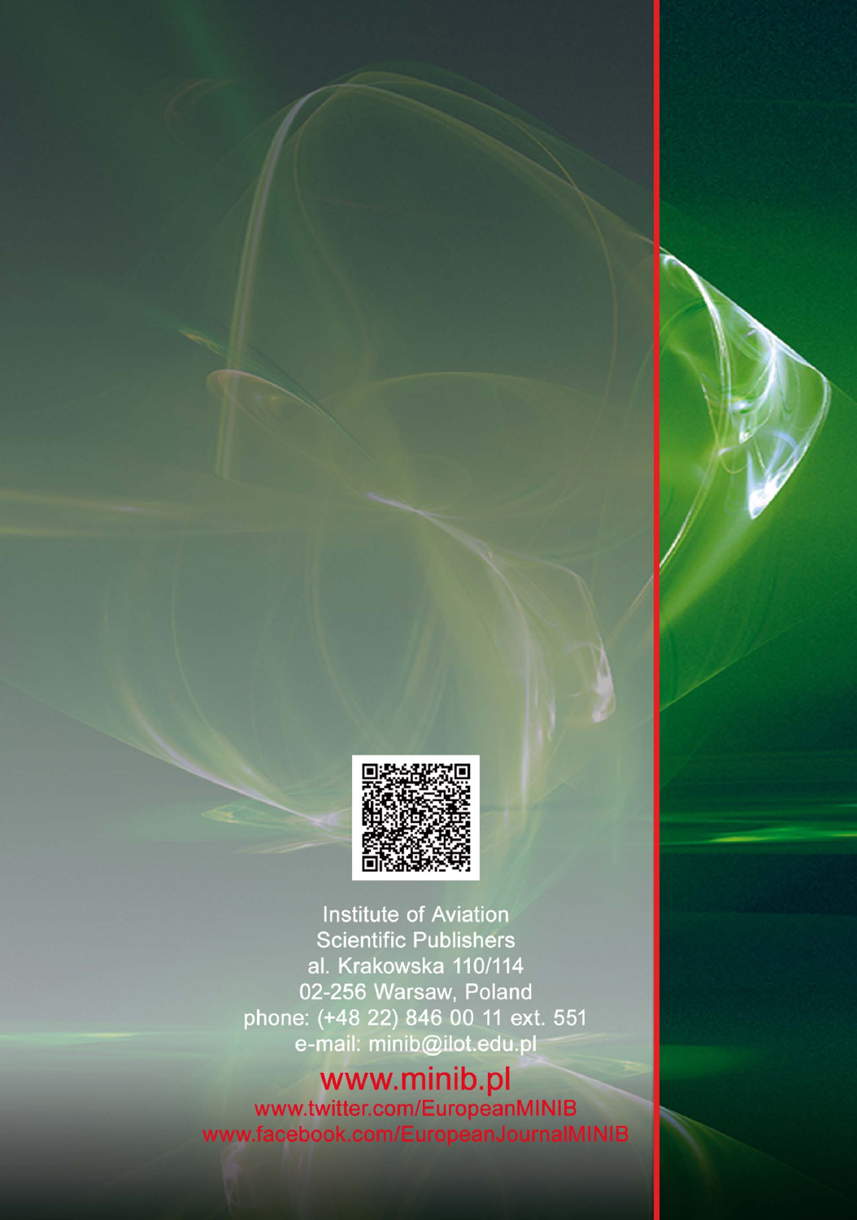Institute of Aviation
Scientific Publishers
al. Krakowska 110/114
02-256 Warsaw, Poland
phone: (+48 22) 846 00 11 ext. 551
e-mail: minib@ilot.edu.pl

**www.minib.pl**

www.twitter.com/EuropeanMINIB
www.facebook.com/EuropeanJournalMINIB